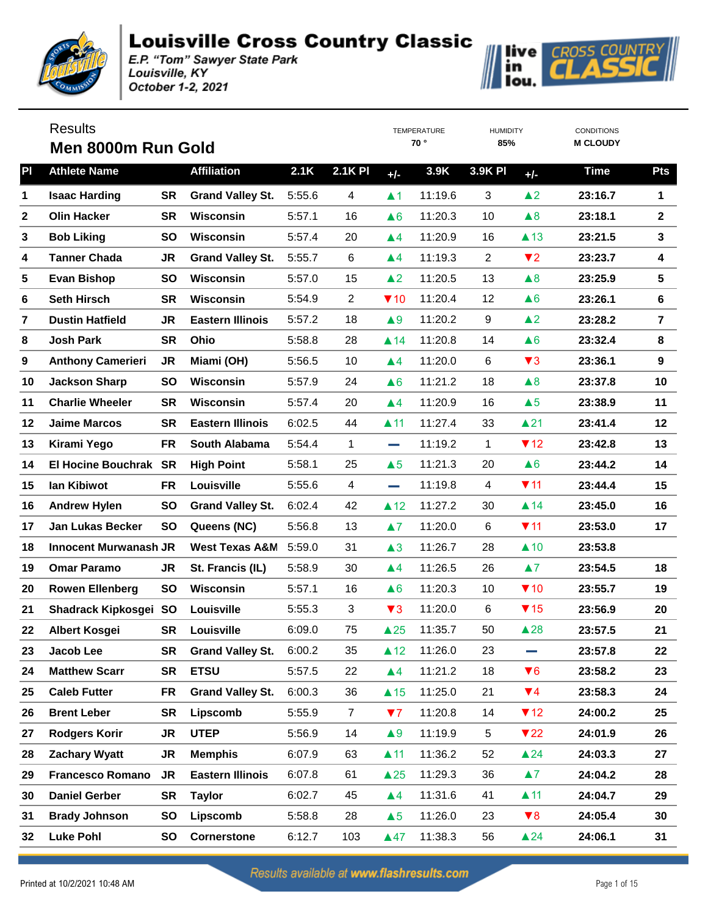# Louisville Cross Country Classic

*E.P. "Tom" Sawyer State Park*
*Louisville, KY*
*October 1-2, 2021*

## Results

## Men 8000m Run Gold

| TEMPERATURE | HUMIDITY | CONDITIONS |
|---|---|---|
| 70 ° | 85% | M CLOUDY |

| Pl | Athlete Name | | Affiliation | 2.1K | 2.1K Pl | +/- | 3.9K | 3.9K Pl | +/- | Time | Pts |
|---|---|---|---|---|---|---|---|---|---|---|---|
| 1 | Isaac Harding | SR | Grand Valley St. | 5:55.6 | 4 | ▲1 | 11:19.6 | 3 | ▲2 | 23:16.7 | 1 |
| 2 | Olin Hacker | SR | Wisconsin | 5:57.1 | 16 | ▲6 | 11:20.3 | 10 | ▲8 | 23:18.1 | 2 |
| 3 | Bob Liking | SO | Wisconsin | 5:57.4 | 20 | ▲4 | 11:20.9 | 16 | ▲13 | 23:21.5 | 3 |
| 4 | Tanner Chada | JR | Grand Valley St. | 5:55.7 | 6 | ▲4 | 11:19.3 | 2 | ▼2 | 23:23.7 | 4 |
| 5 | Evan Bishop | SO | Wisconsin | 5:57.0 | 15 | ▲2 | 11:20.5 | 13 | ▲8 | 23:25.9 | 5 |
| 6 | Seth Hirsch | SR | Wisconsin | 5:54.9 | 2 | ▼10 | 11:20.4 | 12 | ▲6 | 23:26.1 | 6 |
| 7 | Dustin Hatfield | JR | Eastern Illinois | 5:57.2 | 18 | ▲9 | 11:20.2 | 9 | ▲2 | 23:28.2 | 7 |
| 8 | Josh Park | SR | Ohio | 5:58.8 | 28 | ▲14 | 11:20.8 | 14 | ▲6 | 23:32.4 | 8 |
| 9 | Anthony Camerieri | JR | Miami (OH) | 5:56.5 | 10 | ▲4 | 11:20.0 | 6 | ▼3 | 23:36.1 | 9 |
| 10 | Jackson Sharp | SO | Wisconsin | 5:57.9 | 24 | ▲6 | 11:21.2 | 18 | ▲8 | 23:37.8 | 10 |
| 11 | Charlie Wheeler | SR | Wisconsin | 5:57.4 | 20 | ▲4 | 11:20.9 | 16 | ▲5 | 23:38.9 | 11 |
| 12 | Jaime Marcos | SR | Eastern Illinois | 6:02.5 | 44 | ▲11 | 11:27.4 | 33 | ▲21 | 23:41.4 | 12 |
| 13 | Kirami Yego | FR | South Alabama | 5:54.4 | 1 | — | 11:19.2 | 1 | ▼12 | 23:42.8 | 13 |
| 14 | El Hocine Bouchrak | SR | High Point | 5:58.1 | 25 | ▲5 | 11:21.3 | 20 | ▲6 | 23:44.2 | 14 |
| 15 | Ian Kibiwot | FR | Louisville | 5:55.6 | 4 | — | 11:19.8 | 4 | ▼11 | 23:44.4 | 15 |
| 16 | Andrew Hylen | SO | Grand Valley St. | 6:02.4 | 42 | ▲12 | 11:27.2 | 30 | ▲14 | 23:45.0 | 16 |
| 17 | Jan Lukas Becker | SO | Queens (NC) | 5:56.8 | 13 | ▲7 | 11:20.0 | 6 | ▼11 | 23:53.0 | 17 |
| 18 | Innocent Murwanash | JR | West Texas A&M | 5:59.0 | 31 | ▲3 | 11:26.7 | 28 | ▲10 | 23:53.8 | |
| 19 | Omar Paramo | JR | St. Francis (IL) | 5:58.9 | 30 | ▲4 | 11:26.5 | 26 | ▲7 | 23:54.5 | 18 |
| 20 | Rowen Ellenberg | SO | Wisconsin | 5:57.1 | 16 | ▲6 | 11:20.3 | 10 | ▼10 | 23:55.7 | 19 |
| 21 | Shadrack Kipkosgei | SO | Louisville | 5:55.3 | 3 | ▼3 | 11:20.0 | 6 | ▼15 | 23:56.9 | 20 |
| 22 | Albert Kosgei | SR | Louisville | 6:09.0 | 75 | ▲25 | 11:35.7 | 50 | ▲28 | 23:57.5 | 21 |
| 23 | Jacob Lee | SR | Grand Valley St. | 6:00.2 | 35 | ▲12 | 11:26.0 | 23 | — | 23:57.8 | 22 |
| 24 | Matthew Scarr | SR | ETSU | 5:57.5 | 22 | ▲4 | 11:21.2 | 18 | ▼6 | 23:58.2 | 23 |
| 25 | Caleb Futter | FR | Grand Valley St. | 6:00.3 | 36 | ▲15 | 11:25.0 | 21 | ▼4 | 23:58.3 | 24 |
| 26 | Brent Leber | SR | Lipscomb | 5:55.9 | 7 | ▼7 | 11:20.8 | 14 | ▼12 | 24:00.2 | 25 |
| 27 | Rodgers Korir | JR | UTEP | 5:56.9 | 14 | ▲9 | 11:19.9 | 5 | ▼22 | 24:01.9 | 26 |
| 28 | Zachary Wyatt | JR | Memphis | 6:07.9 | 63 | ▲11 | 11:36.2 | 52 | ▲24 | 24:03.3 | 27 |
| 29 | Francesco Romano | JR | Eastern Illinois | 6:07.8 | 61 | ▲25 | 11:29.3 | 36 | ▲7 | 24:04.2 | 28 |
| 30 | Daniel Gerber | SR | Taylor | 6:02.7 | 45 | ▲4 | 11:31.6 | 41 | ▲11 | 24:04.7 | 29 |
| 31 | Brady Johnson | SO | Lipscomb | 5:58.8 | 28 | ▲5 | 11:26.0 | 23 | ▼8 | 24:05.4 | 30 |
| 32 | Luke Pohl | SO | Cornerstone | 6:12.7 | 103 | ▲47 | 11:38.3 | 56 | ▲24 | 24:06.1 | 31 |

*Results available at www.flashresults.com*

Printed at 10/2/2021 10:48 AM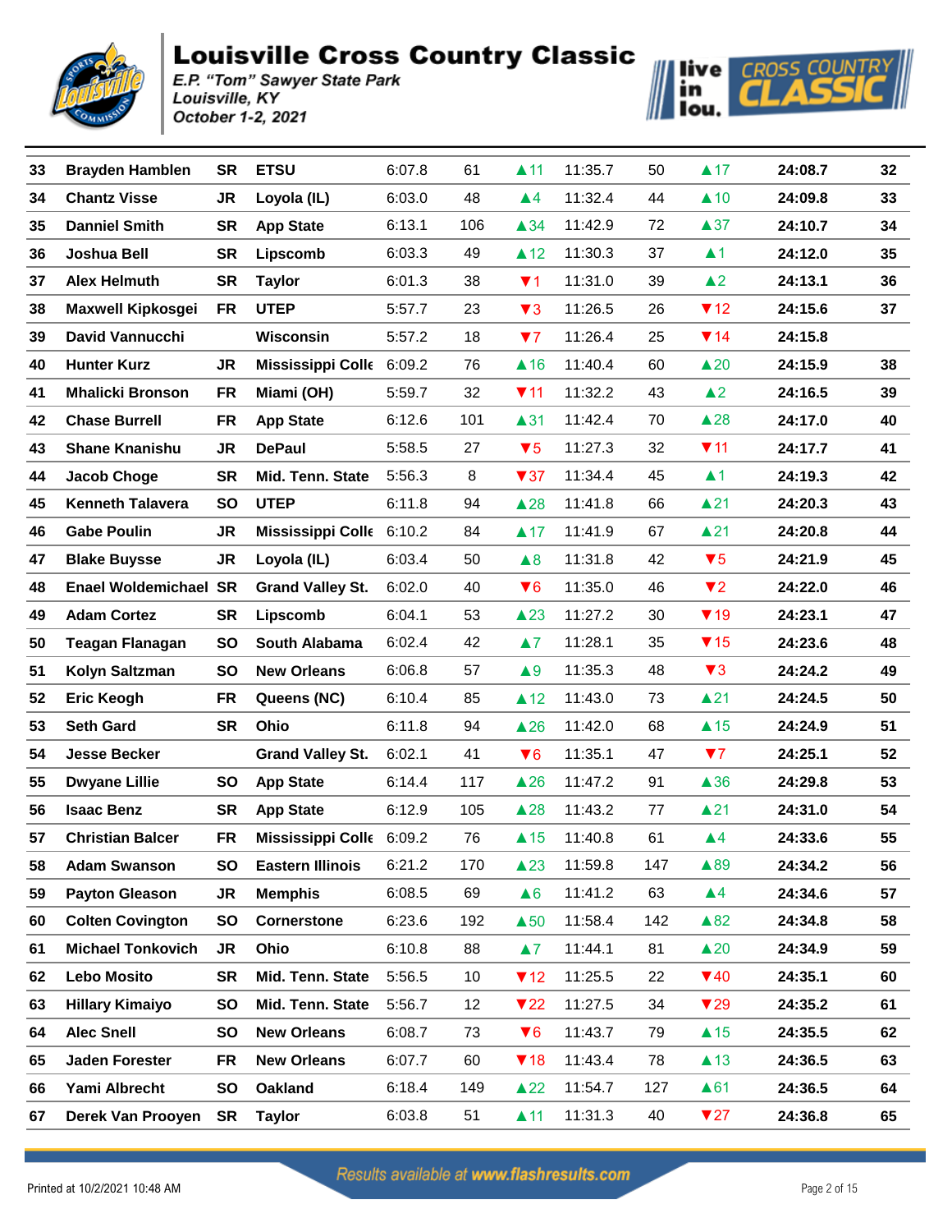# Louisville Cross Country Classic

*E.P. "Tom" Sawyer State Park*
*Louisville, KY*
*October 1-2, 2021*

| | | | | | | | | | | | |
|---|---|---|---|---|---|---|---|---|---|---|---|
| 33 | Brayden Hamblen | SR | ETSU | 6:07.8 | 61 | ▲11 | 11:35.7 | 50 | ▲17 | 24:08.7 | 32 |
| 34 | Chantz Visse | JR | Loyola (IL) | 6:03.0 | 48 | ▲4 | 11:32.4 | 44 | ▲10 | 24:09.8 | 33 |
| 35 | Danniel Smith | SR | App State | 6:13.1 | 106 | ▲34 | 11:42.9 | 72 | ▲37 | 24:10.7 | 34 |
| 36 | Joshua Bell | SR | Lipscomb | 6:03.3 | 49 | ▲12 | 11:30.3 | 37 | ▲1 | 24:12.0 | 35 |
| 37 | Alex Helmuth | SR | Taylor | 6:01.3 | 38 | ▼1 | 11:31.0 | 39 | ▲2 | 24:13.1 | 36 |
| 38 | Maxwell Kipkosgei | FR | UTEP | 5:57.7 | 23 | ▼3 | 11:26.5 | 26 | ▼12 | 24:15.6 | 37 |
| 39 | David Vannucchi | | Wisconsin | 5:57.2 | 18 | ▼7 | 11:26.4 | 25 | ▼14 | 24:15.8 | |
| 40 | Hunter Kurz | JR | Mississippi Colle | 6:09.2 | 76 | ▲16 | 11:40.4 | 60 | ▲20 | 24:15.9 | 38 |
| 41 | Mhalicki Bronson | FR | Miami (OH) | 5:59.7 | 32 | ▼11 | 11:32.2 | 43 | ▲2 | 24:16.5 | 39 |
| 42 | Chase Burrell | FR | App State | 6:12.6 | 101 | ▲31 | 11:42.4 | 70 | ▲28 | 24:17.0 | 40 |
| 43 | Shane Knanishu | JR | DePaul | 5:58.5 | 27 | ▼5 | 11:27.3 | 32 | ▼11 | 24:17.7 | 41 |
| 44 | Jacob Choge | SR | Mid. Tenn. State | 5:56.3 | 8 | ▼37 | 11:34.4 | 45 | ▲1 | 24:19.3 | 42 |
| 45 | Kenneth Talavera | SO | UTEP | 6:11.8 | 94 | ▲28 | 11:41.8 | 66 | ▲21 | 24:20.3 | 43 |
| 46 | Gabe Poulin | JR | Mississippi Colle | 6:10.2 | 84 | ▲17 | 11:41.9 | 67 | ▲21 | 24:20.8 | 44 |
| 47 | Blake Buysse | JR | Loyola (IL) | 6:03.4 | 50 | ▲8 | 11:31.8 | 42 | ▼5 | 24:21.9 | 45 |
| 48 | Enael Woldemichael | SR | Grand Valley St. | 6:02.0 | 40 | ▼6 | 11:35.0 | 46 | ▼2 | 24:22.0 | 46 |
| 49 | Adam Cortez | SR | Lipscomb | 6:04.1 | 53 | ▲23 | 11:27.2 | 30 | ▼19 | 24:23.1 | 47 |
| 50 | Teagan Flanagan | SO | South Alabama | 6:02.4 | 42 | ▲7 | 11:28.1 | 35 | ▼15 | 24:23.6 | 48 |
| 51 | Kolyn Saltzman | SO | New Orleans | 6:06.8 | 57 | ▲9 | 11:35.3 | 48 | ▼3 | 24:24.2 | 49 |
| 52 | Eric Keogh | FR | Queens (NC) | 6:10.4 | 85 | ▲12 | 11:43.0 | 73 | ▲21 | 24:24.5 | 50 |
| 53 | Seth Gard | SR | Ohio | 6:11.8 | 94 | ▲26 | 11:42.0 | 68 | ▲15 | 24:24.9 | 51 |
| 54 | Jesse Becker | | Grand Valley St. | 6:02.1 | 41 | ▼6 | 11:35.1 | 47 | ▼7 | 24:25.1 | 52 |
| 55 | Dwyane Lillie | SO | App State | 6:14.4 | 117 | ▲26 | 11:47.2 | 91 | ▲36 | 24:29.8 | 53 |
| 56 | Isaac Benz | SR | App State | 6:12.9 | 105 | ▲28 | 11:43.2 | 77 | ▲21 | 24:31.0 | 54 |
| 57 | Christian Balcer | FR | Mississippi Colle | 6:09.2 | 76 | ▲15 | 11:40.8 | 61 | ▲4 | 24:33.6 | 55 |
| 58 | Adam Swanson | SO | Eastern Illinois | 6:21.2 | 170 | ▲23 | 11:59.8 | 147 | ▲89 | 24:34.2 | 56 |
| 59 | Payton Gleason | JR | Memphis | 6:08.5 | 69 | ▲6 | 11:41.2 | 63 | ▲4 | 24:34.6 | 57 |
| 60 | Colten Covington | SO | Cornerstone | 6:23.6 | 192 | ▲50 | 11:58.4 | 142 | ▲82 | 24:34.8 | 58 |
| 61 | Michael Tonkovich | JR | Ohio | 6:10.8 | 88 | ▲7 | 11:44.1 | 81 | ▲20 | 24:34.9 | 59 |
| 62 | Lebo Mosito | SR | Mid. Tenn. State | 5:56.5 | 10 | ▼12 | 11:25.5 | 22 | ▼40 | 24:35.1 | 60 |
| 63 | Hillary Kimaiyo | SO | Mid. Tenn. State | 5:56.7 | 12 | ▼22 | 11:27.5 | 34 | ▼29 | 24:35.2 | 61 |
| 64 | Alec Snell | SO | New Orleans | 6:08.7 | 73 | ▼6 | 11:43.7 | 79 | ▲15 | 24:35.5 | 62 |
| 65 | Jaden Forester | FR | New Orleans | 6:07.7 | 60 | ▼18 | 11:43.4 | 78 | ▲13 | 24:36.5 | 63 |
| 66 | Yami Albrecht | SO | Oakland | 6:18.4 | 149 | ▲22 | 11:54.7 | 127 | ▲61 | 24:36.5 | 64 |
| 67 | Derek Van Prooyen | SR | Taylor | 6:03.8 | 51 | ▲11 | 11:31.3 | 40 | ▼27 | 24:36.8 | 65 |

Results available at www.flashresults.com

Printed at 10/2/2021 10:48 AM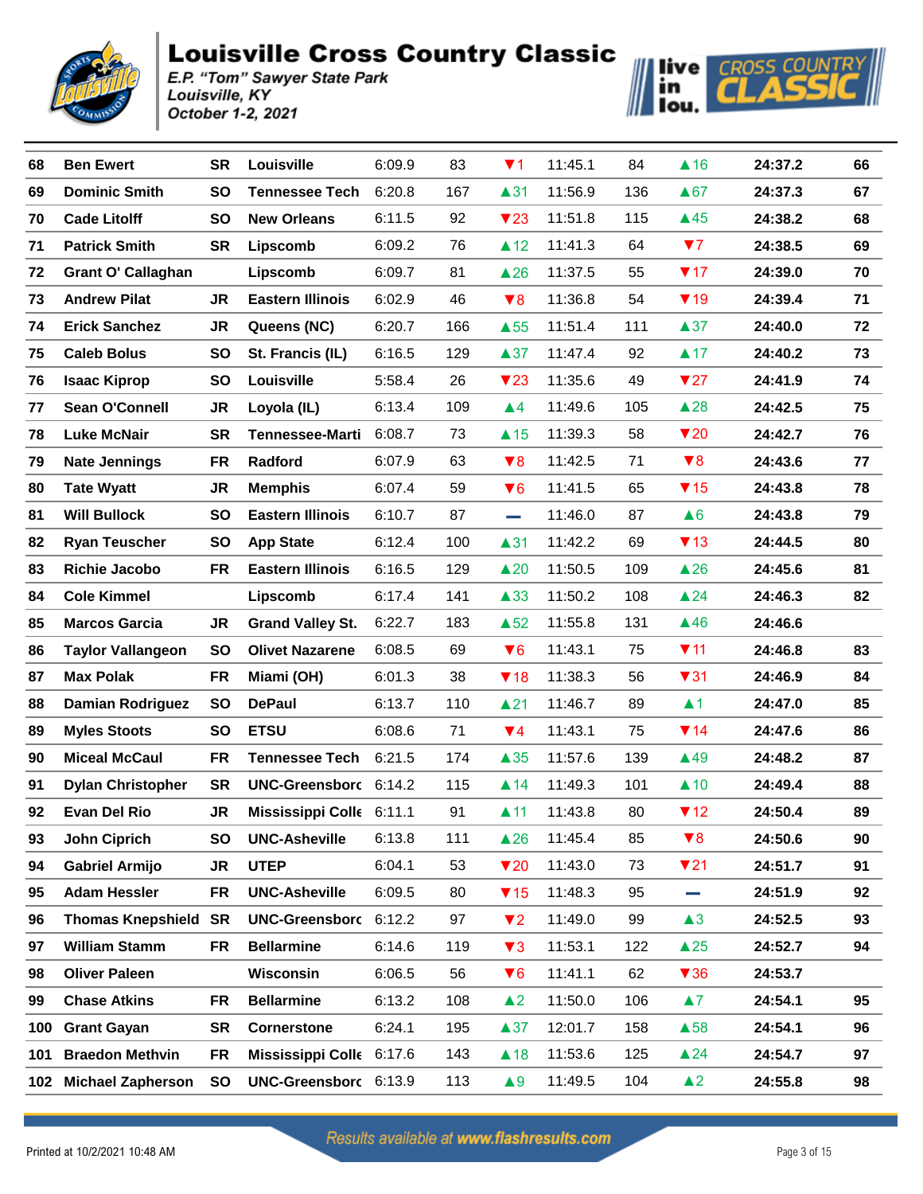# Louisville Cross Country Classic

*E.P. "Tom" Sawyer State Park*
*Louisville, KY*
*October 1-2, 2021*

| | | | | | | | | | | | |
|---|---|---|---|---|---|---|---|---|---|---|---|
| 68 | Ben Ewert | SR | Louisville | 6:09.9 | 83 | ▼1 | 11:45.1 | 84 | ▲16 | 24:37.2 | 66 |
| 69 | Dominic Smith | SO | Tennessee Tech | 6:20.8 | 167 | ▲31 | 11:56.9 | 136 | ▲67 | 24:37.3 | 67 |
| 70 | Cade Litolff | SO | New Orleans | 6:11.5 | 92 | ▼23 | 11:51.8 | 115 | ▲45 | 24:38.2 | 68 |
| 71 | Patrick Smith | SR | Lipscomb | 6:09.2 | 76 | ▲12 | 11:41.3 | 64 | ▼7 | 24:38.5 | 69 |
| 72 | Grant O' Callaghan | | Lipscomb | 6:09.7 | 81 | ▲26 | 11:37.5 | 55 | ▼17 | 24:39.0 | 70 |
| 73 | Andrew Pilat | JR | Eastern Illinois | 6:02.9 | 46 | ▼8 | 11:36.8 | 54 | ▼19 | 24:39.4 | 71 |
| 74 | Erick Sanchez | JR | Queens (NC) | 6:20.7 | 166 | ▲55 | 11:51.4 | 111 | ▲37 | 24:40.0 | 72 |
| 75 | Caleb Bolus | SO | St. Francis (IL) | 6:16.5 | 129 | ▲37 | 11:47.4 | 92 | ▲17 | 24:40.2 | 73 |
| 76 | Isaac Kiprop | SO | Louisville | 5:58.4 | 26 | ▼23 | 11:35.6 | 49 | ▼27 | 24:41.9 | 74 |
| 77 | Sean O'Connell | JR | Loyola (IL) | 6:13.4 | 109 | ▲4 | 11:49.6 | 105 | ▲28 | 24:42.5 | 75 |
| 78 | Luke McNair | SR | Tennessee-Marti | 6:08.7 | 73 | ▲15 | 11:39.3 | 58 | ▼20 | 24:42.7 | 76 |
| 79 | Nate Jennings | FR | Radford | 6:07.9 | 63 | ▼8 | 11:42.5 | 71 | ▼8 | 24:43.6 | 77 |
| 80 | Tate Wyatt | JR | Memphis | 6:07.4 | 59 | ▼6 | 11:41.5 | 65 | ▼15 | 24:43.8 | 78 |
| 81 | Will Bullock | SO | Eastern Illinois | 6:10.7 | 87 | — | 11:46.0 | 87 | ▲6 | 24:43.8 | 79 |
| 82 | Ryan Teuscher | SO | App State | 6:12.4 | 100 | ▲31 | 11:42.2 | 69 | ▼13 | 24:44.5 | 80 |
| 83 | Richie Jacobo | FR | Eastern Illinois | 6:16.5 | 129 | ▲20 | 11:50.5 | 109 | ▲26 | 24:45.6 | 81 |
| 84 | Cole Kimmel | | Lipscomb | 6:17.4 | 141 | ▲33 | 11:50.2 | 108 | ▲24 | 24:46.3 | 82 |
| 85 | Marcos Garcia | JR | Grand Valley St. | 6:22.7 | 183 | ▲52 | 11:55.8 | 131 | ▲46 | 24:46.6 | |
| 86 | Taylor Vallangeon | SO | Olivet Nazarene | 6:08.5 | 69 | ▼6 | 11:43.1 | 75 | ▼11 | 24:46.8 | 83 |
| 87 | Max Polak | FR | Miami (OH) | 6:01.3 | 38 | ▼18 | 11:38.3 | 56 | ▼31 | 24:46.9 | 84 |
| 88 | Damian Rodriguez | SO | DePaul | 6:13.7 | 110 | ▲21 | 11:46.7 | 89 | ▲1 | 24:47.0 | 85 |
| 89 | Myles Stoots | SO | ETSU | 6:08.6 | 71 | ▼4 | 11:43.1 | 75 | ▼14 | 24:47.6 | 86 |
| 90 | Miceal McCaul | FR | Tennessee Tech | 6:21.5 | 174 | ▲35 | 11:57.6 | 139 | ▲49 | 24:48.2 | 87 |
| 91 | Dylan Christopher | SR | UNC-Greensborc | 6:14.2 | 115 | ▲14 | 11:49.3 | 101 | ▲10 | 24:49.4 | 88 |
| 92 | Evan Del Rio | JR | Mississippi Colle | 6:11.1 | 91 | ▲11 | 11:43.8 | 80 | ▼12 | 24:50.4 | 89 |
| 93 | John Ciprich | SO | UNC-Asheville | 6:13.8 | 111 | ▲26 | 11:45.4 | 85 | ▼8 | 24:50.6 | 90 |
| 94 | Gabriel Armijo | JR | UTEP | 6:04.1 | 53 | ▼20 | 11:43.0 | 73 | ▼21 | 24:51.7 | 91 |
| 95 | Adam Hessler | FR | UNC-Asheville | 6:09.5 | 80 | ▼15 | 11:48.3 | 95 | — | 24:51.9 | 92 |
| 96 | Thomas Knepshield | SR | UNC-Greensborc | 6:12.2 | 97 | ▼2 | 11:49.0 | 99 | ▲3 | 24:52.5 | 93 |
| 97 | William Stamm | FR | Bellarmine | 6:14.6 | 119 | ▼3 | 11:53.1 | 122 | ▲25 | 24:52.7 | 94 |
| 98 | Oliver Paleen | | Wisconsin | 6:06.5 | 56 | ▼6 | 11:41.1 | 62 | ▼36 | 24:53.7 | |
| 99 | Chase Atkins | FR | Bellarmine | 6:13.2 | 108 | ▲2 | 11:50.0 | 106 | ▲7 | 24:54.1 | 95 |
| 100 | Grant Gayan | SR | Cornerstone | 6:24.1 | 195 | ▲37 | 12:01.7 | 158 | ▲58 | 24:54.1 | 96 |
| 101 | Braedon Methvin | FR | Mississippi Colle | 6:17.6 | 143 | ▲18 | 11:53.6 | 125 | ▲24 | 24:54.7 | 97 |
| 102 | Michael Zapherson | SO | UNC-Greensborc | 6:13.9 | 113 | ▲9 | 11:49.5 | 104 | ▲2 | 24:55.8 | 98 |

Results available at www.flashresults.com

Printed at 10/2/2021 10:48 AM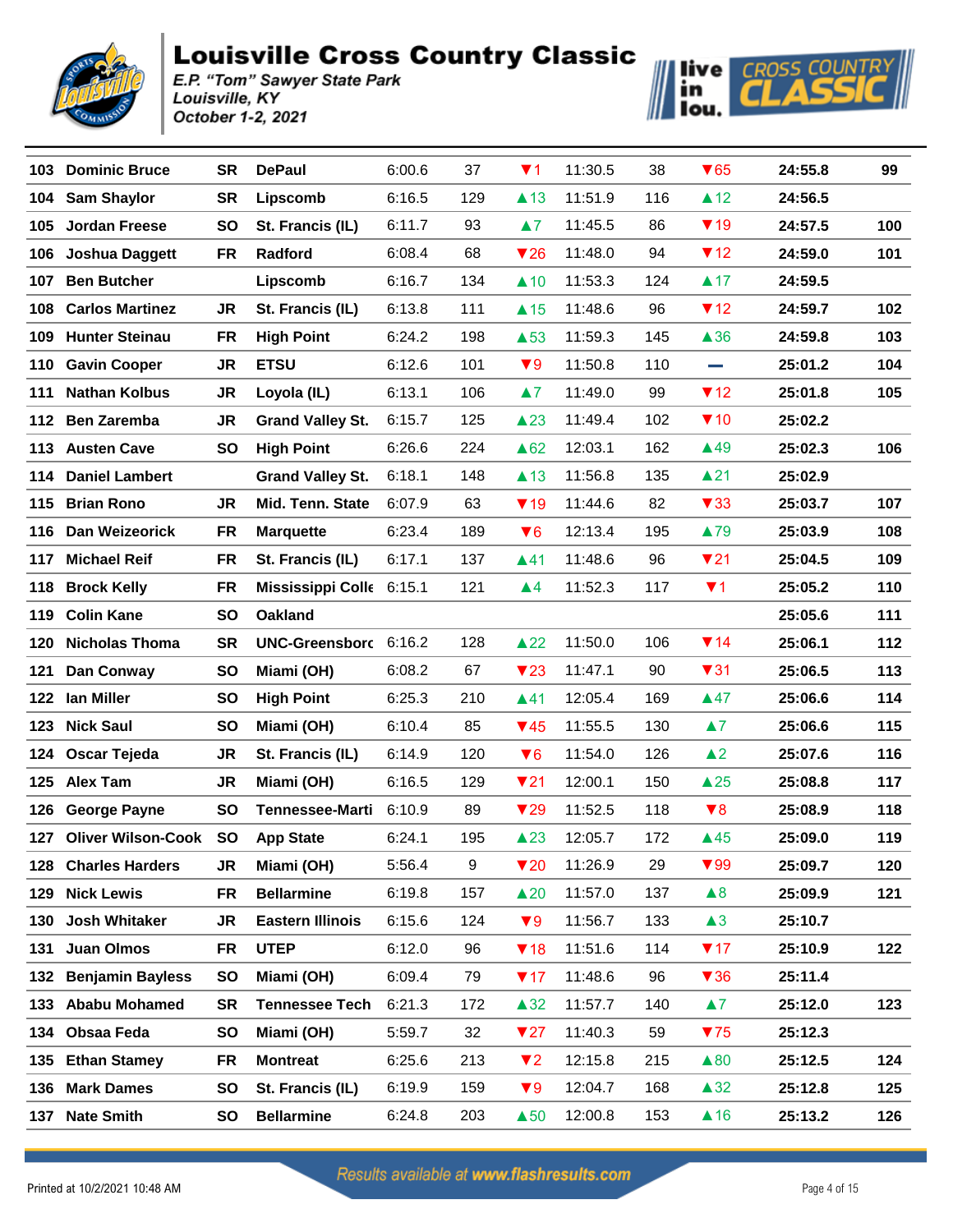# Louisville Cross Country Classic

*E.P. "Tom" Sawyer State Park*
*Louisville, KY*
*October 1-2, 2021*

| Place | Name | Yr | Team | Split 1 | Rank | Change | Split 2 | Rank | Change | Time | Score |
|---|---|---|---|---|---|---|---|---|---|---|---|
| 103 | Dominic Bruce | SR | DePaul | 6:00.6 | 37 | ▼1 | 11:30.5 | 38 | ▼65 | 24:55.8 | 99 |
| 104 | Sam Shaylor | SR | Lipscomb | 6:16.5 | 129 | ▲13 | 11:51.9 | 116 | ▲12 | 24:56.5 | |
| 105 | Jordan Freese | SO | St. Francis (IL) | 6:11.7 | 93 | ▲7 | 11:45.5 | 86 | ▼19 | 24:57.5 | 100 |
| 106 | Joshua Daggett | FR | Radford | 6:08.4 | 68 | ▼26 | 11:48.0 | 94 | ▼12 | 24:59.0 | 101 |
| 107 | Ben Butcher | | Lipscomb | 6:16.7 | 134 | ▲10 | 11:53.3 | 124 | ▲17 | 24:59.5 | |
| 108 | Carlos Martinez | JR | St. Francis (IL) | 6:13.8 | 111 | ▲15 | 11:48.6 | 96 | ▼12 | 24:59.7 | 102 |
| 109 | Hunter Steinau | FR | High Point | 6:24.2 | 198 | ▲53 | 11:59.3 | 145 | ▲36 | 24:59.8 | 103 |
| 110 | Gavin Cooper | JR | ETSU | 6:12.6 | 101 | ▼9 | 11:50.8 | 110 | — | 25:01.2 | 104 |
| 111 | Nathan Kolbus | JR | Loyola (IL) | 6:13.1 | 106 | ▲7 | 11:49.0 | 99 | ▼12 | 25:01.8 | 105 |
| 112 | Ben Zaremba | JR | Grand Valley St. | 6:15.7 | 125 | ▲23 | 11:49.4 | 102 | ▼10 | 25:02.2 | |
| 113 | Austen Cave | SO | High Point | 6:26.6 | 224 | ▲62 | 12:03.1 | 162 | ▲49 | 25:02.3 | 106 |
| 114 | Daniel Lambert | | Grand Valley St. | 6:18.1 | 148 | ▲13 | 11:56.8 | 135 | ▲21 | 25:02.9 | |
| 115 | Brian Rono | JR | Mid. Tenn. State | 6:07.9 | 63 | ▼19 | 11:44.6 | 82 | ▼33 | 25:03.7 | 107 |
| 116 | Dan Weizeorick | FR | Marquette | 6:23.4 | 189 | ▼6 | 12:13.4 | 195 | ▲79 | 25:03.9 | 108 |
| 117 | Michael Reif | FR | St. Francis (IL) | 6:17.1 | 137 | ▲41 | 11:48.6 | 96 | ▼21 | 25:04.5 | 109 |
| 118 | Brock Kelly | FR | Mississippi Colle | 6:15.1 | 121 | ▲4 | 11:52.3 | 117 | ▼1 | 25:05.2 | 110 |
| 119 | Colin Kane | SO | Oakland | | | | | | | 25:05.6 | 111 |
| 120 | Nicholas Thoma | SR | UNC-Greensborc | 6:16.2 | 128 | ▲22 | 11:50.0 | 106 | ▼14 | 25:06.1 | 112 |
| 121 | Dan Conway | SO | Miami (OH) | 6:08.2 | 67 | ▼23 | 11:47.1 | 90 | ▼31 | 25:06.5 | 113 |
| 122 | Ian Miller | SO | High Point | 6:25.3 | 210 | ▲41 | 12:05.4 | 169 | ▲47 | 25:06.6 | 114 |
| 123 | Nick Saul | SO | Miami (OH) | 6:10.4 | 85 | ▼45 | 11:55.5 | 130 | ▲7 | 25:06.6 | 115 |
| 124 | Oscar Tejeda | JR | St. Francis (IL) | 6:14.9 | 120 | ▼6 | 11:54.0 | 126 | ▲2 | 25:07.6 | 116 |
| 125 | Alex Tam | JR | Miami (OH) | 6:16.5 | 129 | ▼21 | 12:00.1 | 150 | ▲25 | 25:08.8 | 117 |
| 126 | George Payne | SO | Tennessee-Marti | 6:10.9 | 89 | ▼29 | 11:52.5 | 118 | ▼8 | 25:08.9 | 118 |
| 127 | Oliver Wilson-Cook | SO | App State | 6:24.1 | 195 | ▲23 | 12:05.7 | 172 | ▲45 | 25:09.0 | 119 |
| 128 | Charles Harders | JR | Miami (OH) | 5:56.4 | 9 | ▼20 | 11:26.9 | 29 | ▼99 | 25:09.7 | 120 |
| 129 | Nick Lewis | FR | Bellarmine | 6:19.8 | 157 | ▲20 | 11:57.0 | 137 | ▲8 | 25:09.9 | 121 |
| 130 | Josh Whitaker | JR | Eastern Illinois | 6:15.6 | 124 | ▼9 | 11:56.7 | 133 | ▲3 | 25:10.7 | |
| 131 | Juan Olmos | FR | UTEP | 6:12.0 | 96 | ▼18 | 11:51.6 | 114 | ▼17 | 25:10.9 | 122 |
| 132 | Benjamin Bayless | SO | Miami (OH) | 6:09.4 | 79 | ▼17 | 11:48.6 | 96 | ▼36 | 25:11.4 | |
| 133 | Ababu Mohamed | SR | Tennessee Tech | 6:21.3 | 172 | ▲32 | 11:57.7 | 140 | ▲7 | 25:12.0 | 123 |
| 134 | Obsaa Feda | SO | Miami (OH) | 5:59.7 | 32 | ▼27 | 11:40.3 | 59 | ▼75 | 25:12.3 | |
| 135 | Ethan Stamey | FR | Montreat | 6:25.6 | 213 | ▼2 | 12:15.8 | 215 | ▲80 | 25:12.5 | 124 |
| 136 | Mark Dames | SO | St. Francis (IL) | 6:19.9 | 159 | ▼9 | 12:04.7 | 168 | ▲32 | 25:12.8 | 125 |
| 137 | Nate Smith | SO | Bellarmine | 6:24.8 | 203 | ▲50 | 12:00.8 | 153 | ▲16 | 25:13.2 | 126 |

Results available at www.flashresults.com

Printed at 10/2/2021 10:48 AM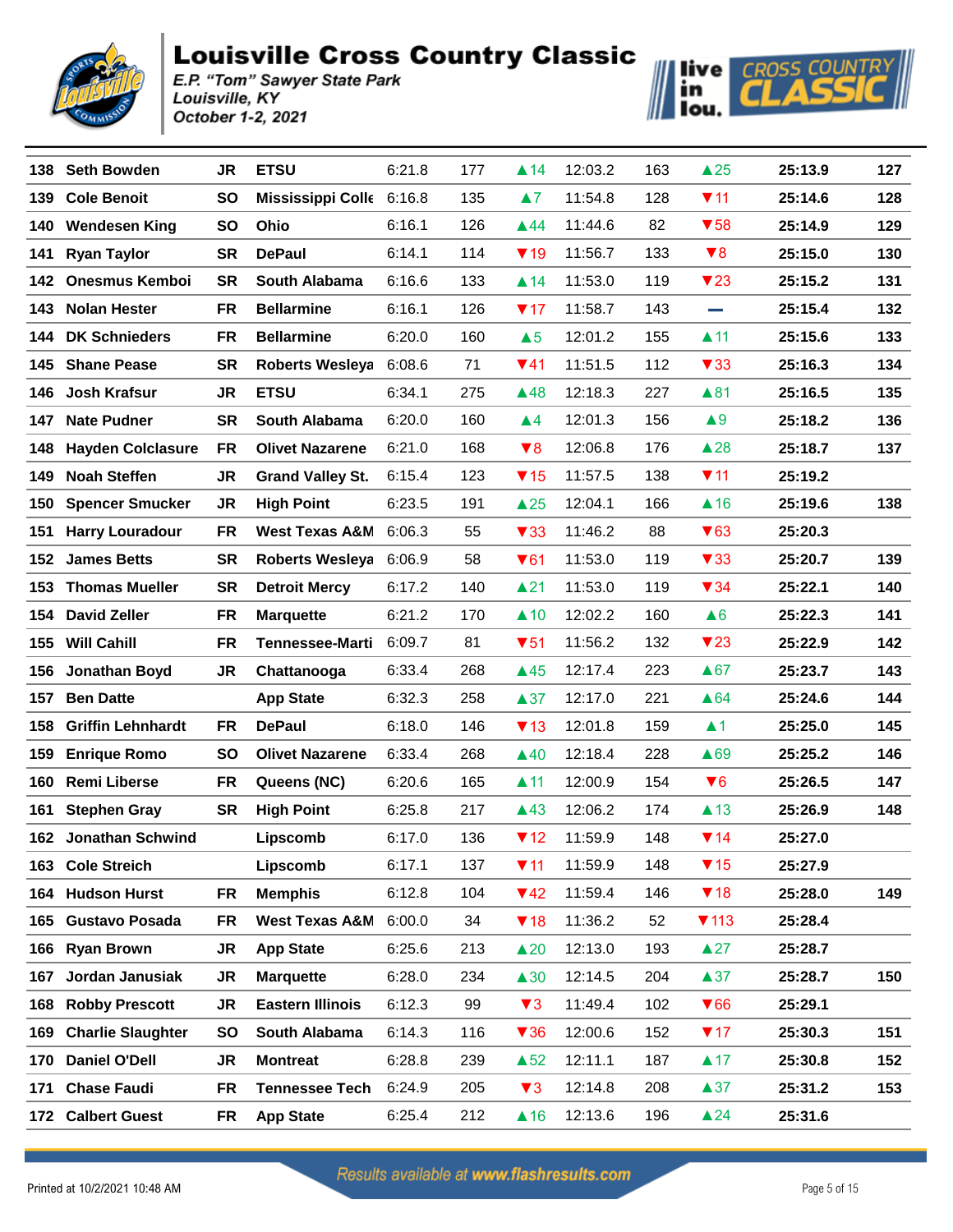# Louisville Cross Country Classic

*E.P. "Tom" Sawyer State Park*
*Louisville, KY*
*October 1-2, 2021*

| Place | Name | Yr | Team | Split 1 | Pos | Chg | Split 2 | Pos | Chg | Time | Team Pts |
|---|---|---|---|---|---|---|---|---|---|---|---|
| 138 | Seth Bowden | JR | ETSU | 6:21.8 | 177 | ▲14 | 12:03.2 | 163 | ▲25 | 25:13.9 | 127 |
| 139 | Cole Benoit | SO | Mississippi Colle | 6:16.8 | 135 | ▲7 | 11:54.8 | 128 | ▼11 | 25:14.6 | 128 |
| 140 | Wendesen King | SO | Ohio | 6:16.1 | 126 | ▲44 | 11:44.6 | 82 | ▼58 | 25:14.9 | 129 |
| 141 | Ryan Taylor | SR | DePaul | 6:14.1 | 114 | ▼19 | 11:56.7 | 133 | ▼8 | 25:15.0 | 130 |
| 142 | Onesmus Kemboi | SR | South Alabama | 6:16.6 | 133 | ▲14 | 11:53.0 | 119 | ▼23 | 25:15.2 | 131 |
| 143 | Nolan Hester | FR | Bellarmine | 6:16.1 | 126 | ▼17 | 11:58.7 | 143 | — | 25:15.4 | 132 |
| 144 | DK Schnieders | FR | Bellarmine | 6:20.0 | 160 | ▲5 | 12:01.2 | 155 | ▲11 | 25:15.6 | 133 |
| 145 | Shane Pease | SR | Roberts Wesleya | 6:08.6 | 71 | ▼41 | 11:51.5 | 112 | ▼33 | 25:16.3 | 134 |
| 146 | Josh Krafsur | JR | ETSU | 6:34.1 | 275 | ▲48 | 12:18.3 | 227 | ▲81 | 25:16.5 | 135 |
| 147 | Nate Pudner | SR | South Alabama | 6:20.0 | 160 | ▲4 | 12:01.3 | 156 | ▲9 | 25:18.2 | 136 |
| 148 | Hayden Colclasure | FR | Olivet Nazarene | 6:21.0 | 168 | ▼8 | 12:06.8 | 176 | ▲28 | 25:18.7 | 137 |
| 149 | Noah Steffen | JR | Grand Valley St. | 6:15.4 | 123 | ▼15 | 11:57.5 | 138 | ▼11 | 25:19.2 | |
| 150 | Spencer Smucker | JR | High Point | 6:23.5 | 191 | ▲25 | 12:04.1 | 166 | ▲16 | 25:19.6 | 138 |
| 151 | Harry Louradour | FR | West Texas A&M | 6:06.3 | 55 | ▼33 | 11:46.2 | 88 | ▼63 | 25:20.3 | |
| 152 | James Betts | SR | Roberts Wesleya | 6:06.9 | 58 | ▼61 | 11:53.0 | 119 | ▼33 | 25:20.7 | 139 |
| 153 | Thomas Mueller | SR | Detroit Mercy | 6:17.2 | 140 | ▲21 | 11:53.0 | 119 | ▼34 | 25:22.1 | 140 |
| 154 | David Zeller | FR | Marquette | 6:21.2 | 170 | ▲10 | 12:02.2 | 160 | ▲6 | 25:22.3 | 141 |
| 155 | Will Cahill | FR | Tennessee-Marti | 6:09.7 | 81 | ▼51 | 11:56.2 | 132 | ▼23 | 25:22.9 | 142 |
| 156 | Jonathan Boyd | JR | Chattanooga | 6:33.4 | 268 | ▲45 | 12:17.4 | 223 | ▲67 | 25:23.7 | 143 |
| 157 | Ben Datte | | App State | 6:32.3 | 258 | ▲37 | 12:17.0 | 221 | ▲64 | 25:24.6 | 144 |
| 158 | Griffin Lehnhardt | FR | DePaul | 6:18.0 | 146 | ▼13 | 12:01.8 | 159 | ▲1 | 25:25.0 | 145 |
| 159 | Enrique Romo | SO | Olivet Nazarene | 6:33.4 | 268 | ▲40 | 12:18.4 | 228 | ▲69 | 25:25.2 | 146 |
| 160 | Remi Liberse | FR | Queens (NC) | 6:20.6 | 165 | ▲11 | 12:00.9 | 154 | ▼6 | 25:26.5 | 147 |
| 161 | Stephen Gray | SR | High Point | 6:25.8 | 217 | ▲43 | 12:06.2 | 174 | ▲13 | 25:26.9 | 148 |
| 162 | Jonathan Schwind | | Lipscomb | 6:17.0 | 136 | ▼12 | 11:59.9 | 148 | ▼14 | 25:27.0 | |
| 163 | Cole Streich | | Lipscomb | 6:17.1 | 137 | ▼11 | 11:59.9 | 148 | ▼15 | 25:27.9 | |
| 164 | Hudson Hurst | FR | Memphis | 6:12.8 | 104 | ▼42 | 11:59.4 | 146 | ▼18 | 25:28.0 | 149 |
| 165 | Gustavo Posada | FR | West Texas A&M | 6:00.0 | 34 | ▼18 | 11:36.2 | 52 | ▼113 | 25:28.4 | |
| 166 | Ryan Brown | JR | App State | 6:25.6 | 213 | ▲20 | 12:13.0 | 193 | ▲27 | 25:28.7 | |
| 167 | Jordan Janusiak | JR | Marquette | 6:28.0 | 234 | ▲30 | 12:14.5 | 204 | ▲37 | 25:28.7 | 150 |
| 168 | Robby Prescott | JR | Eastern Illinois | 6:12.3 | 99 | ▼3 | 11:49.4 | 102 | ▼66 | 25:29.1 | |
| 169 | Charlie Slaughter | SO | South Alabama | 6:14.3 | 116 | ▼36 | 12:00.6 | 152 | ▼17 | 25:30.3 | 151 |
| 170 | Daniel O'Dell | JR | Montreat | 6:28.8 | 239 | ▲52 | 12:11.1 | 187 | ▲17 | 25:30.8 | 152 |
| 171 | Chase Faudi | FR | Tennessee Tech | 6:24.9 | 205 | ▼3 | 12:14.8 | 208 | ▲37 | 25:31.2 | 153 |
| 172 | Calbert Guest | FR | App State | 6:25.4 | 212 | ▲16 | 12:13.6 | 196 | ▲24 | 25:31.6 | |

Results available at www.flashresults.com

Printed at 10/2/2021 10:48 AM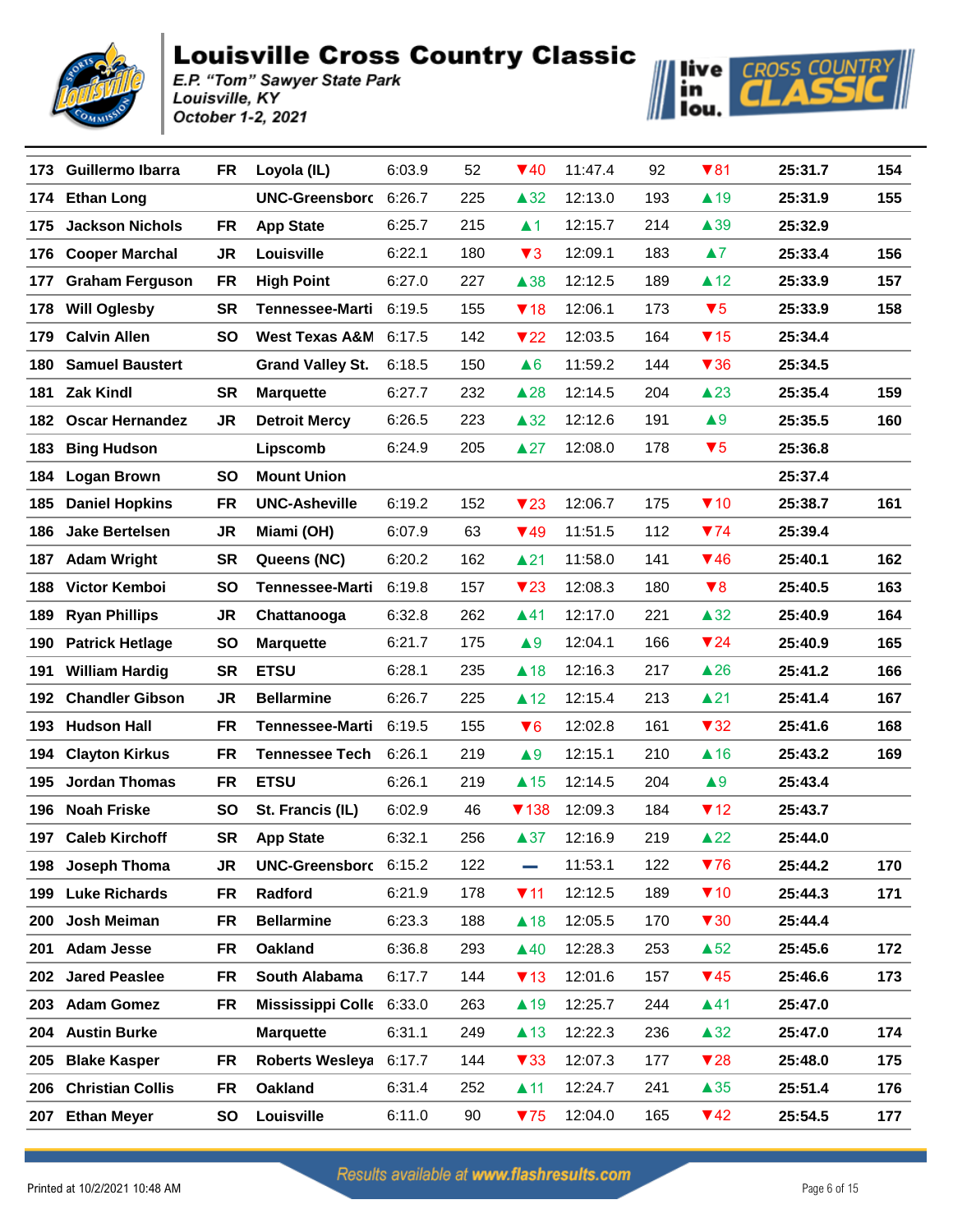# Louisville Cross Country Classic

*E.P. "Tom" Sawyer State Park*
*Louisville, KY*
*October 1-2, 2021*

| | | | | | | | | | | | |
|---|---|---|---|---|---|---|---|---|---|---|---|
| 173 | Guillermo Ibarra | FR | Loyola (IL) | 6:03.9 | 52 | ▼40 | 11:47.4 | 92 | ▼81 | 25:31.7 | 154 |
| 174 | Ethan Long | | UNC-Greensboro | 6:26.7 | 225 | ▲32 | 12:13.0 | 193 | ▲19 | 25:31.9 | 155 |
| 175 | Jackson Nichols | FR | App State | 6:25.7 | 215 | ▲1 | 12:15.7 | 214 | ▲39 | 25:32.9 | |
| 176 | Cooper Marchal | JR | Louisville | 6:22.1 | 180 | ▼3 | 12:09.1 | 183 | ▲7 | 25:33.4 | 156 |
| 177 | Graham Ferguson | FR | High Point | 6:27.0 | 227 | ▲38 | 12:12.5 | 189 | ▲12 | 25:33.9 | 157 |
| 178 | Will Oglesby | SR | Tennessee-Marti | 6:19.5 | 155 | ▼18 | 12:06.1 | 173 | ▼5 | 25:33.9 | 158 |
| 179 | Calvin Allen | SO | West Texas A&M | 6:17.5 | 142 | ▼22 | 12:03.5 | 164 | ▼15 | 25:34.4 | |
| 180 | Samuel Baustert | | Grand Valley St. | 6:18.5 | 150 | ▲6 | 11:59.2 | 144 | ▼36 | 25:34.5 | |
| 181 | Zak Kindl | SR | Marquette | 6:27.7 | 232 | ▲28 | 12:14.5 | 204 | ▲23 | 25:35.4 | 159 |
| 182 | Oscar Hernandez | JR | Detroit Mercy | 6:26.5 | 223 | ▲32 | 12:12.6 | 191 | ▲9 | 25:35.5 | 160 |
| 183 | Bing Hudson | | Lipscomb | 6:24.9 | 205 | ▲27 | 12:08.0 | 178 | ▼5 | 25:36.8 | |
| 184 | Logan Brown | SO | Mount Union | | | | | | | 25:37.4 | |
| 185 | Daniel Hopkins | FR | UNC-Asheville | 6:19.2 | 152 | ▼23 | 12:06.7 | 175 | ▼10 | 25:38.7 | 161 |
| 186 | Jake Bertelsen | JR | Miami (OH) | 6:07.9 | 63 | ▼49 | 11:51.5 | 112 | ▼74 | 25:39.4 | |
| 187 | Adam Wright | SR | Queens (NC) | 6:20.2 | 162 | ▲21 | 11:58.0 | 141 | ▼46 | 25:40.1 | 162 |
| 188 | Victor Kemboi | SO | Tennessee-Marti | 6:19.8 | 157 | ▼23 | 12:08.3 | 180 | ▼8 | 25:40.5 | 163 |
| 189 | Ryan Phillips | JR | Chattanooga | 6:32.8 | 262 | ▲41 | 12:17.0 | 221 | ▲32 | 25:40.9 | 164 |
| 190 | Patrick Hetlage | SO | Marquette | 6:21.7 | 175 | ▲9 | 12:04.1 | 166 | ▼24 | 25:40.9 | 165 |
| 191 | William Hardig | SR | ETSU | 6:28.1 | 235 | ▲18 | 12:16.3 | 217 | ▲26 | 25:41.2 | 166 |
| 192 | Chandler Gibson | JR | Bellarmine | 6:26.7 | 225 | ▲12 | 12:15.4 | 213 | ▲21 | 25:41.4 | 167 |
| 193 | Hudson Hall | FR | Tennessee-Marti | 6:19.5 | 155 | ▼6 | 12:02.8 | 161 | ▼32 | 25:41.6 | 168 |
| 194 | Clayton Kirkus | FR | Tennessee Tech | 6:26.1 | 219 | ▲9 | 12:15.1 | 210 | ▲16 | 25:43.2 | 169 |
| 195 | Jordan Thomas | FR | ETSU | 6:26.1 | 219 | ▲15 | 12:14.5 | 204 | ▲9 | 25:43.4 | |
| 196 | Noah Friske | SO | St. Francis (IL) | 6:02.9 | 46 | ▼138 | 12:09.3 | 184 | ▼12 | 25:43.7 | |
| 197 | Caleb Kirchoff | SR | App State | 6:32.1 | 256 | ▲37 | 12:16.9 | 219 | ▲22 | 25:44.0 | |
| 198 | Joseph Thoma | JR | UNC-Greensboro | 6:15.2 | 122 | ▬ | 11:53.1 | 122 | ▼76 | 25:44.2 | 170 |
| 199 | Luke Richards | FR | Radford | 6:21.9 | 178 | ▼11 | 12:12.5 | 189 | ▼10 | 25:44.3 | 171 |
| 200 | Josh Meiman | FR | Bellarmine | 6:23.3 | 188 | ▲18 | 12:05.5 | 170 | ▼30 | 25:44.4 | |
| 201 | Adam Jesse | FR | Oakland | 6:36.8 | 293 | ▲40 | 12:28.3 | 253 | ▲52 | 25:45.6 | 172 |
| 202 | Jared Peaslee | FR | South Alabama | 6:17.7 | 144 | ▼13 | 12:01.6 | 157 | ▼45 | 25:46.6 | 173 |
| 203 | Adam Gomez | FR | Mississippi Colle | 6:33.0 | 263 | ▲19 | 12:25.7 | 244 | ▲41 | 25:47.0 | |
| 204 | Austin Burke | | Marquette | 6:31.1 | 249 | ▲13 | 12:22.3 | 236 | ▲32 | 25:47.0 | 174 |
| 205 | Blake Kasper | FR | Roberts Wesleya | 6:17.7 | 144 | ▼33 | 12:07.3 | 177 | ▼28 | 25:48.0 | 175 |
| 206 | Christian Collis | FR | Oakland | 6:31.4 | 252 | ▲11 | 12:24.7 | 241 | ▲35 | 25:51.4 | 176 |
| 207 | Ethan Meyer | SO | Louisville | 6:11.0 | 90 | ▼75 | 12:04.0 | 165 | ▼42 | 25:54.5 | 177 |

Results available at www.flashresults.com

Printed at 10/2/2021 10:48 AM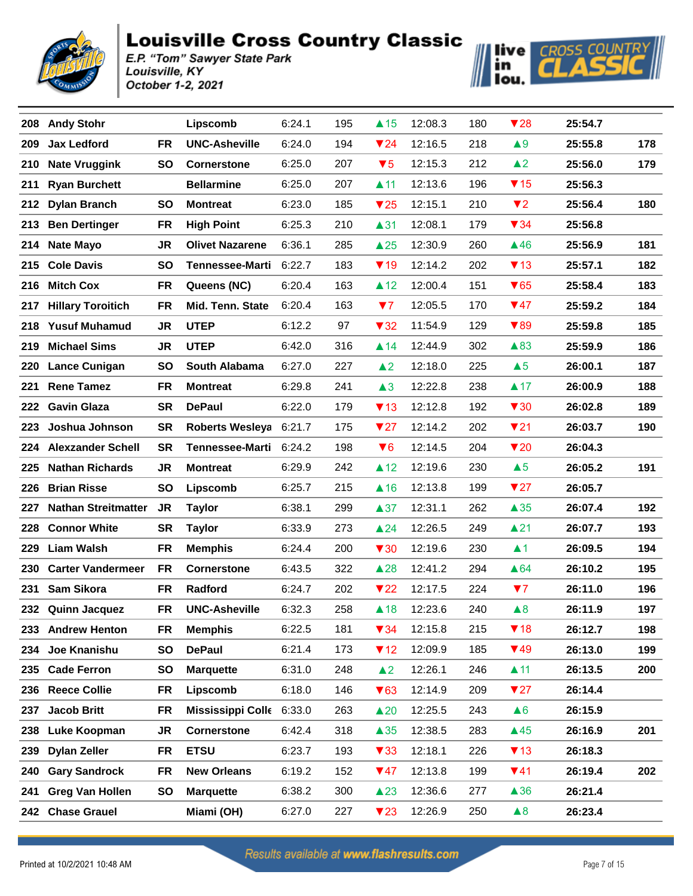# Louisville Cross Country Classic

*E.P. "Tom" Sawyer State Park*
*Louisville, KY*
*October 1-2, 2021*

| Place | Name | Yr | Team | 2K | Pl | +/- | 5K | Pl | +/- | Time | Score |
|---|---|---|---|---|---|---|---|---|---|---|---|
| 208 | Andy Stohr | | Lipscomb | 6:24.1 | 195 | ▲15 | 12:08.3 | 180 | ▼28 | 25:54.7 | |
| 209 | Jax Ledford | FR | UNC-Asheville | 6:24.0 | 194 | ▼24 | 12:16.5 | 218 | ▲9 | 25:55.8 | 178 |
| 210 | Nate Vruggink | SO | Cornerstone | 6:25.0 | 207 | ▼5 | 12:15.3 | 212 | ▲2 | 25:56.0 | 179 |
| 211 | Ryan Burchett | | Bellarmine | 6:25.0 | 207 | ▲11 | 12:13.6 | 196 | ▼15 | 25:56.3 | |
| 212 | Dylan Branch | SO | Montreat | 6:23.0 | 185 | ▼25 | 12:15.1 | 210 | ▼2 | 25:56.4 | 180 |
| 213 | Ben Dertinger | FR | High Point | 6:25.3 | 210 | ▲31 | 12:08.1 | 179 | ▼34 | 25:56.8 | |
| 214 | Nate Mayo | JR | Olivet Nazarene | 6:36.1 | 285 | ▲25 | 12:30.9 | 260 | ▲46 | 25:56.9 | 181 |
| 215 | Cole Davis | SO | Tennessee-Marti | 6:22.7 | 183 | ▼19 | 12:14.2 | 202 | ▼13 | 25:57.1 | 182 |
| 216 | Mitch Cox | FR | Queens (NC) | 6:20.4 | 163 | ▲12 | 12:00.4 | 151 | ▼65 | 25:58.4 | 183 |
| 217 | Hillary Toroitich | FR | Mid. Tenn. State | 6:20.4 | 163 | ▼7 | 12:05.5 | 170 | ▼47 | 25:59.2 | 184 |
| 218 | Yusuf Muhamud | JR | UTEP | 6:12.2 | 97 | ▼32 | 11:54.9 | 129 | ▼89 | 25:59.8 | 185 |
| 219 | Michael Sims | JR | UTEP | 6:42.0 | 316 | ▲14 | 12:44.9 | 302 | ▲83 | 25:59.9 | 186 |
| 220 | Lance Cunigan | SO | South Alabama | 6:27.0 | 227 | ▲2 | 12:18.0 | 225 | ▲5 | 26:00.1 | 187 |
| 221 | Rene Tamez | FR | Montreat | 6:29.8 | 241 | ▲3 | 12:22.8 | 238 | ▲17 | 26:00.9 | 188 |
| 222 | Gavin Glaza | SR | DePaul | 6:22.0 | 179 | ▼13 | 12:12.8 | 192 | ▼30 | 26:02.8 | 189 |
| 223 | Joshua Johnson | SR | Roberts Wesleya | 6:21.7 | 175 | ▼27 | 12:14.2 | 202 | ▼21 | 26:03.7 | 190 |
| 224 | Alexzander Schell | SR | Tennessee-Marti | 6:24.2 | 198 | ▼6 | 12:14.5 | 204 | ▼20 | 26:04.3 | |
| 225 | Nathan Richards | JR | Montreat | 6:29.9 | 242 | ▲12 | 12:19.6 | 230 | ▲5 | 26:05.2 | 191 |
| 226 | Brian Risse | SO | Lipscomb | 6:25.7 | 215 | ▲16 | 12:13.8 | 199 | ▼27 | 26:05.7 | |
| 227 | Nathan Streitmatter | JR | Taylor | 6:38.1 | 299 | ▲37 | 12:31.1 | 262 | ▲35 | 26:07.4 | 192 |
| 228 | Connor White | SR | Taylor | 6:33.9 | 273 | ▲24 | 12:26.5 | 249 | ▲21 | 26:07.7 | 193 |
| 229 | Liam Walsh | FR | Memphis | 6:24.4 | 200 | ▼30 | 12:19.6 | 230 | ▲1 | 26:09.5 | 194 |
| 230 | Carter Vandermeer | FR | Cornerstone | 6:43.5 | 322 | ▲28 | 12:41.2 | 294 | ▲64 | 26:10.2 | 195 |
| 231 | Sam Sikora | FR | Radford | 6:24.7 | 202 | ▼22 | 12:17.5 | 224 | ▼7 | 26:11.0 | 196 |
| 232 | Quinn Jacquez | FR | UNC-Asheville | 6:32.3 | 258 | ▲18 | 12:23.6 | 240 | ▲8 | 26:11.9 | 197 |
| 233 | Andrew Henton | FR | Memphis | 6:22.5 | 181 | ▼34 | 12:15.8 | 215 | ▼18 | 26:12.7 | 198 |
| 234 | Joe Knanishu | SO | DePaul | 6:21.4 | 173 | ▼12 | 12:09.9 | 185 | ▼49 | 26:13.0 | 199 |
| 235 | Cade Ferron | SO | Marquette | 6:31.0 | 248 | ▲2 | 12:26.1 | 246 | ▲11 | 26:13.5 | 200 |
| 236 | Reece Collie | FR | Lipscomb | 6:18.0 | 146 | ▼63 | 12:14.9 | 209 | ▼27 | 26:14.4 | |
| 237 | Jacob Britt | FR | Mississippi Colle | 6:33.0 | 263 | ▲20 | 12:25.5 | 243 | ▲6 | 26:15.9 | |
| 238 | Luke Koopman | JR | Cornerstone | 6:42.4 | 318 | ▲35 | 12:38.5 | 283 | ▲45 | 26:16.9 | 201 |
| 239 | Dylan Zeller | FR | ETSU | 6:23.7 | 193 | ▼33 | 12:18.1 | 226 | ▼13 | 26:18.3 | |
| 240 | Gary Sandrock | FR | New Orleans | 6:19.2 | 152 | ▼47 | 12:13.8 | 199 | ▼41 | 26:19.4 | 202 |
| 241 | Greg Van Hollen | SO | Marquette | 6:38.2 | 300 | ▲23 | 12:36.6 | 277 | ▲36 | 26:21.4 | |
| 242 | Chase Grauel | | Miami (OH) | 6:27.0 | 227 | ▼23 | 12:26.9 | 250 | ▲8 | 26:23.4 | |

Results available at www.flashresults.com

Printed at 10/2/2021 10:48 AM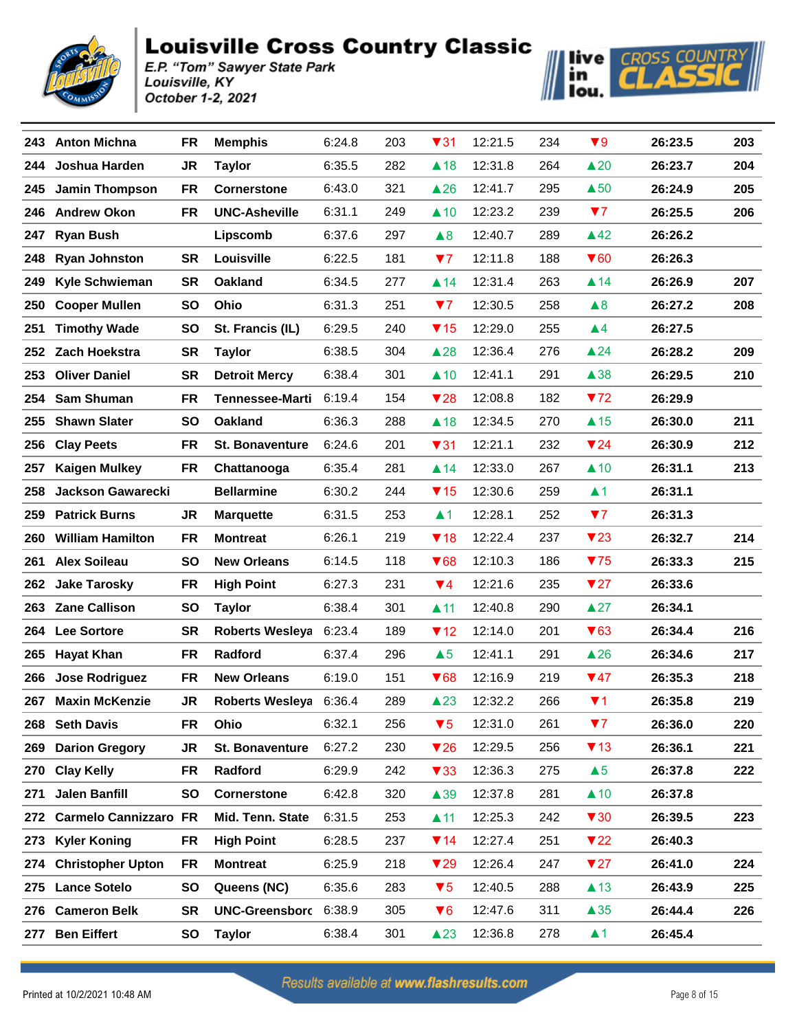# Louisville Cross Country Classic

*E.P. "Tom" Sawyer State Park*
*Louisville, KY*
*October 1-2, 2021*

| | | | | | | | | | | | |
|---|---|---|---|---|---|---|---|---|---|---|---|
| 243 | Anton Michna | FR | Memphis | 6:24.8 | 203 | ▼31 | 12:21.5 | 234 | ▼9 | 26:23.5 | 203 |
| 244 | Joshua Harden | JR | Taylor | 6:35.5 | 282 | ▲18 | 12:31.8 | 264 | ▲20 | 26:23.7 | 204 |
| 245 | Jamin Thompson | FR | Cornerstone | 6:43.0 | 321 | ▲26 | 12:41.7 | 295 | ▲50 | 26:24.9 | 205 |
| 246 | Andrew Okon | FR | UNC-Asheville | 6:31.1 | 249 | ▲10 | 12:23.2 | 239 | ▼7 | 26:25.5 | 206 |
| 247 | Ryan Bush | | Lipscomb | 6:37.6 | 297 | ▲8 | 12:40.7 | 289 | ▲42 | 26:26.2 | |
| 248 | Ryan Johnston | SR | Louisville | 6:22.5 | 181 | ▼7 | 12:11.8 | 188 | ▼60 | 26:26.3 | |
| 249 | Kyle Schwieman | SR | Oakland | 6:34.5 | 277 | ▲14 | 12:31.4 | 263 | ▲14 | 26:26.9 | 207 |
| 250 | Cooper Mullen | SO | Ohio | 6:31.3 | 251 | ▼7 | 12:30.5 | 258 | ▲8 | 26:27.2 | 208 |
| 251 | Timothy Wade | SO | St. Francis (IL) | 6:29.5 | 240 | ▼15 | 12:29.0 | 255 | ▲4 | 26:27.5 | |
| 252 | Zach Hoekstra | SR | Taylor | 6:38.5 | 304 | ▲28 | 12:36.4 | 276 | ▲24 | 26:28.2 | 209 |
| 253 | Oliver Daniel | SR | Detroit Mercy | 6:38.4 | 301 | ▲10 | 12:41.1 | 291 | ▲38 | 26:29.5 | 210 |
| 254 | Sam Shuman | FR | Tennessee-Marti | 6:19.4 | 154 | ▼28 | 12:08.8 | 182 | ▼72 | 26:29.9 | |
| 255 | Shawn Slater | SO | Oakland | 6:36.3 | 288 | ▲18 | 12:34.5 | 270 | ▲15 | 26:30.0 | 211 |
| 256 | Clay Peets | FR | St. Bonaventure | 6:24.6 | 201 | ▼31 | 12:21.1 | 232 | ▼24 | 26:30.9 | 212 |
| 257 | Kaigen Mulkey | FR | Chattanooga | 6:35.4 | 281 | ▲14 | 12:33.0 | 267 | ▲10 | 26:31.1 | 213 |
| 258 | Jackson Gawarecki | | Bellarmine | 6:30.2 | 244 | ▼15 | 12:30.6 | 259 | ▲1 | 26:31.1 | |
| 259 | Patrick Burns | JR | Marquette | 6:31.5 | 253 | ▲1 | 12:28.1 | 252 | ▼7 | 26:31.3 | |
| 260 | William Hamilton | FR | Montreat | 6:26.1 | 219 | ▼18 | 12:22.4 | 237 | ▼23 | 26:32.7 | 214 |
| 261 | Alex Soileau | SO | New Orleans | 6:14.5 | 118 | ▼68 | 12:10.3 | 186 | ▼75 | 26:33.3 | 215 |
| 262 | Jake Tarosky | FR | High Point | 6:27.3 | 231 | ▼4 | 12:21.6 | 235 | ▼27 | 26:33.6 | |
| 263 | Zane Callison | SO | Taylor | 6:38.4 | 301 | ▲11 | 12:40.8 | 290 | ▲27 | 26:34.1 | |
| 264 | Lee Sortore | SR | Roberts Wesleya | 6:23.4 | 189 | ▼12 | 12:14.0 | 201 | ▼63 | 26:34.4 | 216 |
| 265 | Hayat Khan | FR | Radford | 6:37.4 | 296 | ▲5 | 12:41.1 | 291 | ▲26 | 26:34.6 | 217 |
| 266 | Jose Rodriguez | FR | New Orleans | 6:19.0 | 151 | ▼68 | 12:16.9 | 219 | ▼47 | 26:35.3 | 218 |
| 267 | Maxin McKenzie | JR | Roberts Wesleya | 6:36.4 | 289 | ▲23 | 12:32.2 | 266 | ▼1 | 26:35.8 | 219 |
| 268 | Seth Davis | FR | Ohio | 6:32.1 | 256 | ▼5 | 12:31.0 | 261 | ▼7 | 26:36.0 | 220 |
| 269 | Darion Gregory | JR | St. Bonaventure | 6:27.2 | 230 | ▼26 | 12:29.5 | 256 | ▼13 | 26:36.1 | 221 |
| 270 | Clay Kelly | FR | Radford | 6:29.9 | 242 | ▼33 | 12:36.3 | 275 | ▲5 | 26:37.8 | 222 |
| 271 | Jalen Banfill | SO | Cornerstone | 6:42.8 | 320 | ▲39 | 12:37.8 | 281 | ▲10 | 26:37.8 | |
| 272 | Carmelo Cannizzaro | FR | Mid. Tenn. State | 6:31.5 | 253 | ▲11 | 12:25.3 | 242 | ▼30 | 26:39.5 | 223 |
| 273 | Kyler Koning | FR | High Point | 6:28.5 | 237 | ▼14 | 12:27.4 | 251 | ▼22 | 26:40.3 | |
| 274 | Christopher Upton | FR | Montreat | 6:25.9 | 218 | ▼29 | 12:26.4 | 247 | ▼27 | 26:41.0 | 224 |
| 275 | Lance Sotelo | SO | Queens (NC) | 6:35.6 | 283 | ▼5 | 12:40.5 | 288 | ▲13 | 26:43.9 | 225 |
| 276 | Cameron Belk | SR | UNC-Greensborc | 6:38.9 | 305 | ▼6 | 12:47.6 | 311 | ▲35 | 26:44.4 | 226 |
| 277 | Ben Eiffert | SO | Taylor | 6:38.4 | 301 | ▲23 | 12:36.8 | 278 | ▲1 | 26:45.4 | |

Results available at www.flashresults.com

Printed at 10/2/2021 10:48 AM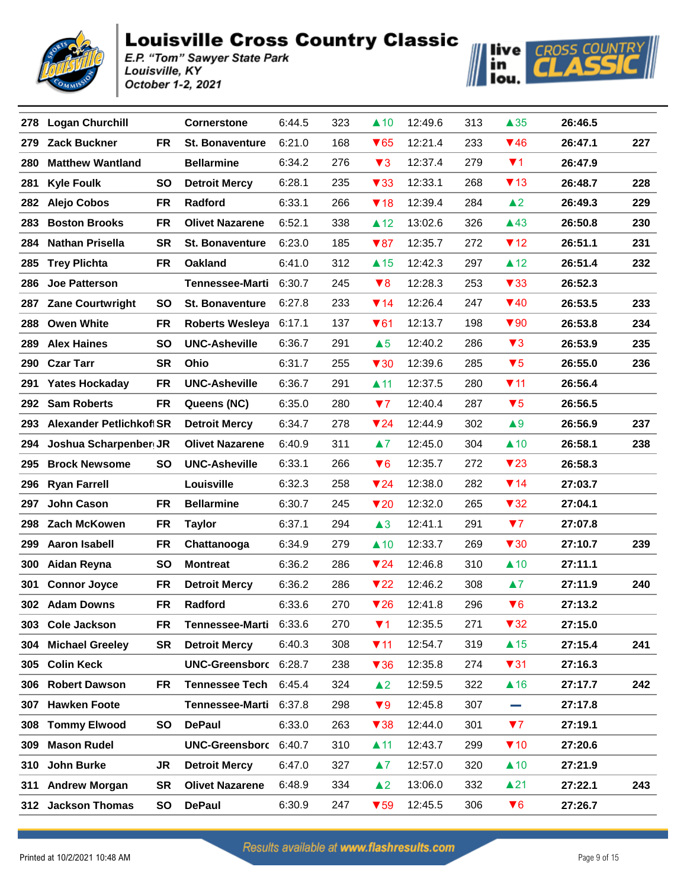# Louisville Cross Country Classic

*E.P. "Tom" Sawyer State Park*
*Louisville, KY*
*October 1-2, 2021*

| Pl | Name | Yr | Team | Split 1 | Pos | Chg | Split 2 | Pos | Chg | Time | Team Pl |
|---|---|---|---|---|---|---|---|---|---|---|---|
| 278 | Logan Churchill | | Cornerstone | 6:44.5 | 323 | ▲10 | 12:49.6 | 313 | ▲35 | 26:46.5 | |
| 279 | Zack Buckner | FR | St. Bonaventure | 6:21.0 | 168 | ▼65 | 12:21.4 | 233 | ▼46 | 26:47.1 | 227 |
| 280 | Matthew Wantland | | Bellarmine | 6:34.2 | 276 | ▼3 | 12:37.4 | 279 | ▼1 | 26:47.9 | |
| 281 | Kyle Foulk | SO | Detroit Mercy | 6:28.1 | 235 | ▼33 | 12:33.1 | 268 | ▼13 | 26:48.7 | 228 |
| 282 | Alejo Cobos | FR | Radford | 6:33.1 | 266 | ▼18 | 12:39.4 | 284 | ▲2 | 26:49.3 | 229 |
| 283 | Boston Brooks | FR | Olivet Nazarene | 6:52.1 | 338 | ▲12 | 13:02.6 | 326 | ▲43 | 26:50.8 | 230 |
| 284 | Nathan Prisella | SR | St. Bonaventure | 6:23.0 | 185 | ▼87 | 12:35.7 | 272 | ▼12 | 26:51.1 | 231 |
| 285 | Trey Plichta | FR | Oakland | 6:41.0 | 312 | ▲15 | 12:42.3 | 297 | ▲12 | 26:51.4 | 232 |
| 286 | Joe Patterson | | Tennessee-Marti | 6:30.7 | 245 | ▼8 | 12:28.3 | 253 | ▼33 | 26:52.3 | |
| 287 | Zane Courtwright | SO | St. Bonaventure | 6:27.8 | 233 | ▼14 | 12:26.4 | 247 | ▼40 | 26:53.5 | 233 |
| 288 | Owen White | FR | Roberts Wesleya | 6:17.1 | 137 | ▼61 | 12:13.7 | 198 | ▼90 | 26:53.8 | 234 |
| 289 | Alex Haines | SO | UNC-Asheville | 6:36.7 | 291 | ▲5 | 12:40.2 | 286 | ▼3 | 26:53.9 | 235 |
| 290 | Czar Tarr | SR | Ohio | 6:31.7 | 255 | ▼30 | 12:39.6 | 285 | ▼5 | 26:55.0 | 236 |
| 291 | Yates Hockaday | FR | UNC-Asheville | 6:36.7 | 291 | ▲11 | 12:37.5 | 280 | ▼11 | 26:56.4 | |
| 292 | Sam Roberts | FR | Queens (NC) | 6:35.0 | 280 | ▼7 | 12:40.4 | 287 | ▼5 | 26:56.5 | |
| 293 | Alexander Petlichkofl | SR | Detroit Mercy | 6:34.7 | 278 | ▼24 | 12:44.9 | 302 | ▲9 | 26:56.9 | 237 |
| 294 | Joshua Scharpenber | JR | Olivet Nazarene | 6:40.9 | 311 | ▲7 | 12:45.0 | 304 | ▲10 | 26:58.1 | 238 |
| 295 | Brock Newsome | SO | UNC-Asheville | 6:33.1 | 266 | ▼6 | 12:35.7 | 272 | ▼23 | 26:58.3 | |
| 296 | Ryan Farrell | | Louisville | 6:32.3 | 258 | ▼24 | 12:38.0 | 282 | ▼14 | 27:03.7 | |
| 297 | John Cason | FR | Bellarmine | 6:30.7 | 245 | ▼20 | 12:32.0 | 265 | ▼32 | 27:04.1 | |
| 298 | Zach McKowen | FR | Taylor | 6:37.1 | 294 | ▲3 | 12:41.1 | 291 | ▼7 | 27:07.8 | |
| 299 | Aaron Isabell | FR | Chattanooga | 6:34.9 | 279 | ▲10 | 12:33.7 | 269 | ▼30 | 27:10.7 | 239 |
| 300 | Aidan Reyna | SO | Montreat | 6:36.2 | 286 | ▼24 | 12:46.8 | 310 | ▲10 | 27:11.1 | |
| 301 | Connor Joyce | FR | Detroit Mercy | 6:36.2 | 286 | ▼22 | 12:46.2 | 308 | ▲7 | 27:11.9 | 240 |
| 302 | Adam Downs | FR | Radford | 6:33.6 | 270 | ▼26 | 12:41.8 | 296 | ▼6 | 27:13.2 | |
| 303 | Cole Jackson | FR | Tennessee-Marti | 6:33.6 | 270 | ▼1 | 12:35.5 | 271 | ▼32 | 27:15.0 | |
| 304 | Michael Greeley | SR | Detroit Mercy | 6:40.3 | 308 | ▼11 | 12:54.7 | 319 | ▲15 | 27:15.4 | 241 |
| 305 | Colin Keck | | UNC-Greensborc | 6:28.7 | 238 | ▼36 | 12:35.8 | 274 | ▼31 | 27:16.3 | |
| 306 | Robert Dawson | FR | Tennessee Tech | 6:45.4 | 324 | ▲2 | 12:59.5 | 322 | ▲16 | 27:17.7 | 242 |
| 307 | Hawken Foote | | Tennessee-Marti | 6:37.8 | 298 | ▼9 | 12:45.8 | 307 | — | 27:17.8 | |
| 308 | Tommy Elwood | SO | DePaul | 6:33.0 | 263 | ▼38 | 12:44.0 | 301 | ▼7 | 27:19.1 | |
| 309 | Mason Rudel | | UNC-Greensborc | 6:40.7 | 310 | ▲11 | 12:43.7 | 299 | ▼10 | 27:20.6 | |
| 310 | John Burke | JR | Detroit Mercy | 6:47.0 | 327 | ▲7 | 12:57.0 | 320 | ▲10 | 27:21.9 | |
| 311 | Andrew Morgan | SR | Olivet Nazarene | 6:48.9 | 334 | ▲2 | 13:06.0 | 332 | ▲21 | 27:22.1 | 243 |
| 312 | Jackson Thomas | SO | DePaul | 6:30.9 | 247 | ▼59 | 12:45.5 | 306 | ▼6 | 27:26.7 | |

Results available at www.flashresults.com

Printed at 10/2/2021 10:48 AM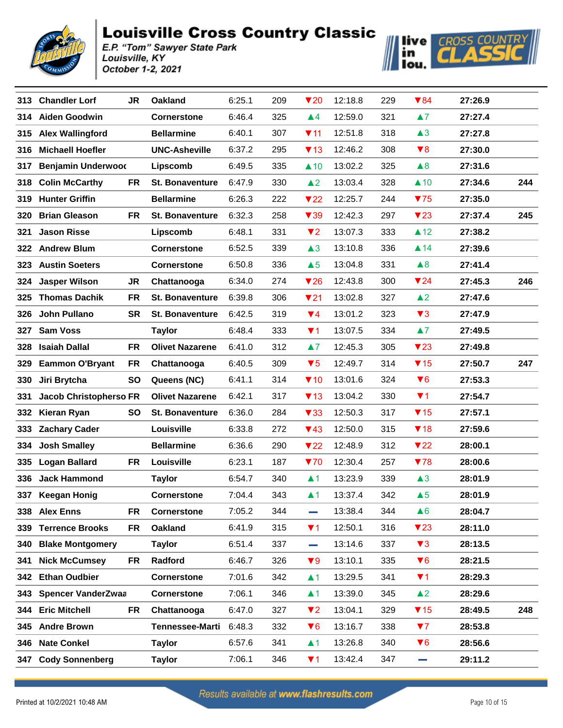# Louisville Cross Country Classic

*E.P. "Tom" Sawyer State Park*
*Louisville, KY*
*October 1-2, 2021*

| Place | Name | Yr | Team | Split 1 | Pl | Chg | Split 2 | Pl | Chg | Time | Score |
|---|---|---|---|---|---|---|---|---|---|---|---|
| 313 | Chandler Lorf | JR | Oakland | 6:25.1 | 209 | ▼20 | 12:18.8 | 229 | ▼84 | 27:26.9 | |
| 314 | Aiden Goodwin | | Cornerstone | 6:46.4 | 325 | ▲4 | 12:59.0 | 321 | ▲7 | 27:27.4 | |
| 315 | Alex Wallingford | | Bellarmine | 6:40.1 | 307 | ▼11 | 12:51.8 | 318 | ▲3 | 27:27.8 | |
| 316 | Michaell Hoefler | | UNC-Asheville | 6:37.2 | 295 | ▼13 | 12:46.2 | 308 | ▼8 | 27:30.0 | |
| 317 | Benjamin Underwooc | | Lipscomb | 6:49.5 | 335 | ▲10 | 13:02.2 | 325 | ▲8 | 27:31.6 | |
| 318 | Colin McCarthy | FR | St. Bonaventure | 6:47.9 | 330 | ▲2 | 13:03.4 | 328 | ▲10 | 27:34.6 | 244 |
| 319 | Hunter Griffin | | Bellarmine | 6:26.3 | 222 | ▼22 | 12:25.7 | 244 | ▼75 | 27:35.0 | |
| 320 | Brian Gleason | FR | St. Bonaventure | 6:32.3 | 258 | ▼39 | 12:42.3 | 297 | ▼23 | 27:37.4 | 245 |
| 321 | Jason Risse | | Lipscomb | 6:48.1 | 331 | ▼2 | 13:07.3 | 333 | ▲12 | 27:38.2 | |
| 322 | Andrew Blum | | Cornerstone | 6:52.5 | 339 | ▲3 | 13:10.8 | 336 | ▲14 | 27:39.6 | |
| 323 | Austin Soeters | | Cornerstone | 6:50.8 | 336 | ▲5 | 13:04.8 | 331 | ▲8 | 27:41.4 | |
| 324 | Jasper Wilson | JR | Chattanooga | 6:34.0 | 274 | ▼26 | 12:43.8 | 300 | ▼24 | 27:45.3 | 246 |
| 325 | Thomas Dachik | FR | St. Bonaventure | 6:39.8 | 306 | ▼21 | 13:02.8 | 327 | ▲2 | 27:47.6 | |
| 326 | John Pullano | SR | St. Bonaventure | 6:42.5 | 319 | ▼4 | 13:01.2 | 323 | ▼3 | 27:47.9 | |
| 327 | Sam Voss | | Taylor | 6:48.4 | 333 | ▼1 | 13:07.5 | 334 | ▲7 | 27:49.5 | |
| 328 | Isaiah Dallal | FR | Olivet Nazarene | 6:41.0 | 312 | ▲7 | 12:45.3 | 305 | ▼23 | 27:49.8 | |
| 329 | Eammon O'Bryant | FR | Chattanooga | 6:40.5 | 309 | ▼5 | 12:49.7 | 314 | ▼15 | 27:50.7 | 247 |
| 330 | Jiri Brytcha | SO | Queens (NC) | 6:41.1 | 314 | ▼10 | 13:01.6 | 324 | ▼6 | 27:53.3 | |
| 331 | Jacob Christopherso | FR | Olivet Nazarene | 6:42.1 | 317 | ▼13 | 13:04.2 | 330 | ▼1 | 27:54.7 | |
| 332 | Kieran Ryan | SO | St. Bonaventure | 6:36.0 | 284 | ▼33 | 12:50.3 | 317 | ▼15 | 27:57.1 | |
| 333 | Zachary Cader | | Louisville | 6:33.8 | 272 | ▼43 | 12:50.0 | 315 | ▼18 | 27:59.6 | |
| 334 | Josh Smalley | | Bellarmine | 6:36.6 | 290 | ▼22 | 12:48.9 | 312 | ▼22 | 28:00.1 | |
| 335 | Logan Ballard | FR | Louisville | 6:23.1 | 187 | ▼70 | 12:30.4 | 257 | ▼78 | 28:00.6 | |
| 336 | Jack Hammond | | Taylor | 6:54.7 | 340 | ▲1 | 13:23.9 | 339 | ▲3 | 28:01.9 | |
| 337 | Keegan Honig | | Cornerstone | 7:04.4 | 343 | ▲1 | 13:37.4 | 342 | ▲5 | 28:01.9 | |
| 338 | Alex Enns | FR | Cornerstone | 7:05.2 | 344 | — | 13:38.4 | 344 | ▲6 | 28:04.7 | |
| 339 | Terrence Brooks | FR | Oakland | 6:41.9 | 315 | ▼1 | 12:50.1 | 316 | ▼23 | 28:11.0 | |
| 340 | Blake Montgomery | | Taylor | 6:51.4 | 337 | — | 13:14.6 | 337 | ▼3 | 28:13.5 | |
| 341 | Nick McCumsey | FR | Radford | 6:46.7 | 326 | ▼9 | 13:10.1 | 335 | ▼6 | 28:21.5 | |
| 342 | Ethan Oudbier | | Cornerstone | 7:01.6 | 342 | ▲1 | 13:29.5 | 341 | ▼1 | 28:29.3 | |
| 343 | Spencer VanderZwaa | | Cornerstone | 7:06.1 | 346 | ▲1 | 13:39.0 | 345 | ▲2 | 28:29.6 | |
| 344 | Eric Mitchell | FR | Chattanooga | 6:47.0 | 327 | ▼2 | 13:04.1 | 329 | ▼15 | 28:49.5 | 248 |
| 345 | Andre Brown | | Tennessee-Marti | 6:48.3 | 332 | ▼6 | 13:16.7 | 338 | ▼7 | 28:53.8 | |
| 346 | Nate Conkel | | Taylor | 6:57.6 | 341 | ▲1 | 13:26.8 | 340 | ▼6 | 28:56.6 | |
| 347 | Cody Sonnenberg | | Taylor | 7:06.1 | 346 | ▼1 | 13:42.4 | 347 | — | 29:11.2 | |

Results available at www.flashresults.com

Printed at 10/2/2021 10:48 AM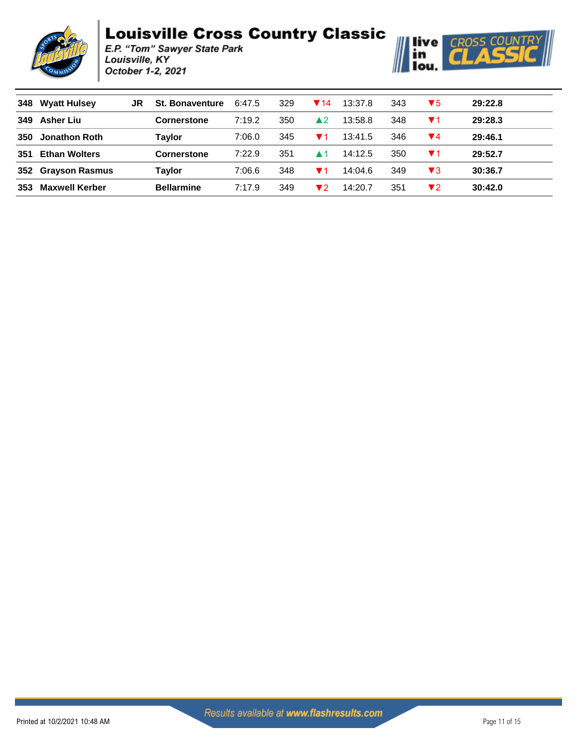# Louisville Cross Country Classic

*E.P. "Tom" Sawyer State Park*
*Louisville, KY*
*October 1-2, 2021*

| | | | | | | | | | | |
|---|---|---|---|---|---|---|---|---|---|---|
| 348 | Wyatt Hulsey | JR | St. Bonaventure | 6:47.5 | 329 | ▼14 | 13:37.8 | 343 | ▼5 | 29:22.8 |
| 349 | Asher Liu | | Cornerstone | 7:19.2 | 350 | ▲2 | 13:58.8 | 348 | ▼1 | 29:28.3 |
| 350 | Jonathon Roth | | Taylor | 7:06.0 | 345 | ▼1 | 13:41.5 | 346 | ▼4 | 29:46.1 |
| 351 | Ethan Wolters | | Cornerstone | 7:22.9 | 351 | ▲1 | 14:12.5 | 350 | ▼1 | 29:52.7 |
| 352 | Grayson Rasmus | | Taylor | 7:06.6 | 348 | ▼1 | 14:04.6 | 349 | ▼3 | 30:36.7 |
| 353 | Maxwell Kerber | | Bellarmine | 7:17.9 | 349 | ▼2 | 14:20.7 | 351 | ▼2 | 30:42.0 |

Results available at www.flashresults.com

Printed at 10/2/2021 10:48 AM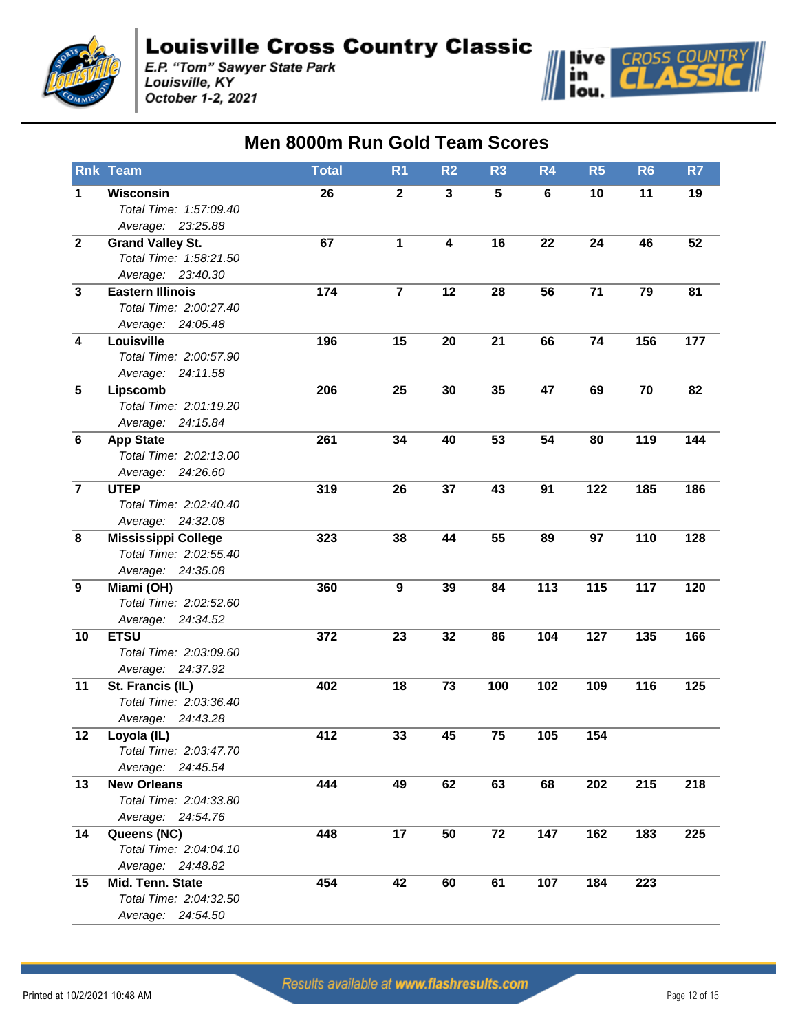# Louisville Cross Country Classic

*E.P. "Tom" Sawyer State Park*
*Louisville, KY*
*October 1-2, 2021*

## Men 8000m Run Gold Team Scores

| Rnk | Team | Total | R1 | R2 | R3 | R4 | R5 | R6 | R7 |
|---|---|---|---|---|---|---|---|---|---|
| 1 | **Wisconsin**<br>*Total Time: 1:57:09.40*<br>*Average: 23:25.88* | 26 | 2 | 3 | 5 | 6 | 10 | 11 | 19 |
| 2 | **Grand Valley St.**<br>*Total Time: 1:58:21.50*<br>*Average: 23:40.30* | 67 | 1 | 4 | 16 | 22 | 24 | 46 | 52 |
| 3 | **Eastern Illinois**<br>*Total Time: 2:00:27.40*<br>*Average: 24:05.48* | 174 | 7 | 12 | 28 | 56 | 71 | 79 | 81 |
| 4 | **Louisville**<br>*Total Time: 2:00:57.90*<br>*Average: 24:11.58* | 196 | 15 | 20 | 21 | 66 | 74 | 156 | 177 |
| 5 | **Lipscomb**<br>*Total Time: 2:01:19.20*<br>*Average: 24:15.84* | 206 | 25 | 30 | 35 | 47 | 69 | 70 | 82 |
| 6 | **App State**<br>*Total Time: 2:02:13.00*<br>*Average: 24:26.60* | 261 | 34 | 40 | 53 | 54 | 80 | 119 | 144 |
| 7 | **UTEP**<br>*Total Time: 2:02:40.40*<br>*Average: 24:32.08* | 319 | 26 | 37 | 43 | 91 | 122 | 185 | 186 |
| 8 | **Mississippi College**<br>*Total Time: 2:02:55.40*<br>*Average: 24:35.08* | 323 | 38 | 44 | 55 | 89 | 97 | 110 | 128 |
| 9 | **Miami (OH)**<br>*Total Time: 2:02:52.60*<br>*Average: 24:34.52* | 360 | 9 | 39 | 84 | 113 | 115 | 117 | 120 |
| 10 | **ETSU**<br>*Total Time: 2:03:09.60*<br>*Average: 24:37.92* | 372 | 23 | 32 | 86 | 104 | 127 | 135 | 166 |
| 11 | **St. Francis (IL)**<br>*Total Time: 2:03:36.40*<br>*Average: 24:43.28* | 402 | 18 | 73 | 100 | 102 | 109 | 116 | 125 |
| 12 | **Loyola (IL)**<br>*Total Time: 2:03:47.70*<br>*Average: 24:45.54* | 412 | 33 | 45 | 75 | 105 | 154 | | |
| 13 | **New Orleans**<br>*Total Time: 2:04:33.80*<br>*Average: 24:54.76* | 444 | 49 | 62 | 63 | 68 | 202 | 215 | 218 |
| 14 | **Queens (NC)**<br>*Total Time: 2:04:04.10*<br>*Average: 24:48.82* | 448 | 17 | 50 | 72 | 147 | 162 | 183 | 225 |
| 15 | **Mid. Tenn. State**<br>*Total Time: 2:04:32.50*<br>*Average: 24:54.50* | 454 | 42 | 60 | 61 | 107 | 184 | 223 | |

*Results available at www.flashresults.com*

Printed at 10/2/2021 10:48 AM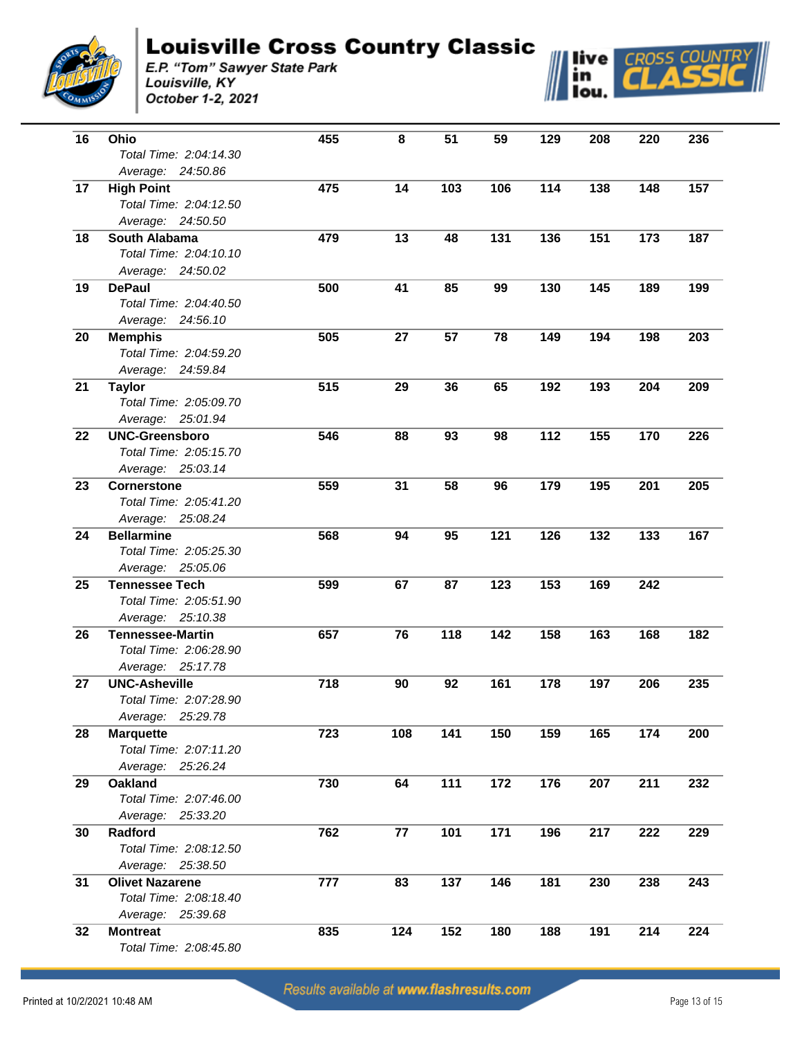# Louisville Cross Country Classic

*E.P. "Tom" Sawyer State Park*
*Louisville, KY*
*October 1-2, 2021*

| Place | Team | Score | 1 | 2 | 3 | 4 | 5 | 6 | 7 |
|---|---|---|---|---|---|---|---|---|---|
| 16 | **Ohio** *Total Time: 2:04:14.30 Average: 24:50.86* | 455 | 8 | 51 | 59 | 129 | 208 | 220 | 236 |
| 17 | **High Point** *Total Time: 2:04:12.50 Average: 24:50.50* | 475 | 14 | 103 | 106 | 114 | 138 | 148 | 157 |
| 18 | **South Alabama** *Total Time: 2:04:10.10 Average: 24:50.02* | 479 | 13 | 48 | 131 | 136 | 151 | 173 | 187 |
| 19 | **DePaul** *Total Time: 2:04:40.50 Average: 24:56.10* | 500 | 41 | 85 | 99 | 130 | 145 | 189 | 199 |
| 20 | **Memphis** *Total Time: 2:04:59.20 Average: 24:59.84* | 505 | 27 | 57 | 78 | 149 | 194 | 198 | 203 |
| 21 | **Taylor** *Total Time: 2:05:09.70 Average: 25:01.94* | 515 | 29 | 36 | 65 | 192 | 193 | 204 | 209 |
| 22 | **UNC-Greensboro** *Total Time: 2:05:15.70 Average: 25:03.14* | 546 | 88 | 93 | 98 | 112 | 155 | 170 | 226 |
| 23 | **Cornerstone** *Total Time: 2:05:41.20 Average: 25:08.24* | 559 | 31 | 58 | 96 | 179 | 195 | 201 | 205 |
| 24 | **Bellarmine** *Total Time: 2:05:25.30 Average: 25:05.06* | 568 | 94 | 95 | 121 | 126 | 132 | 133 | 167 |
| 25 | **Tennessee Tech** *Total Time: 2:05:51.90 Average: 25:10.38* | 599 | 67 | 87 | 123 | 153 | 169 | 242 | |
| 26 | **Tennessee-Martin** *Total Time: 2:06:28.90 Average: 25:17.78* | 657 | 76 | 118 | 142 | 158 | 163 | 168 | 182 |
| 27 | **UNC-Asheville** *Total Time: 2:07:28.90 Average: 25:29.78* | 718 | 90 | 92 | 161 | 178 | 197 | 206 | 235 |
| 28 | **Marquette** *Total Time: 2:07:11.20 Average: 25:26.24* | 723 | 108 | 141 | 150 | 159 | 165 | 174 | 200 |
| 29 | **Oakland** *Total Time: 2:07:46.00 Average: 25:33.20* | 730 | 64 | 111 | 172 | 176 | 207 | 211 | 232 |
| 30 | **Radford** *Total Time: 2:08:12.50 Average: 25:38.50* | 762 | 77 | 101 | 171 | 196 | 217 | 222 | 229 |
| 31 | **Olivet Nazarene** *Total Time: 2:08:18.40 Average: 25:39.68* | 777 | 83 | 137 | 146 | 181 | 230 | 238 | 243 |
| 32 | **Montreat** *Total Time: 2:08:45.80* | 835 | 124 | 152 | 180 | 188 | 191 | 214 | 224 |

Results available at www.flashresults.com

Printed at 10/2/2021 10:48 AM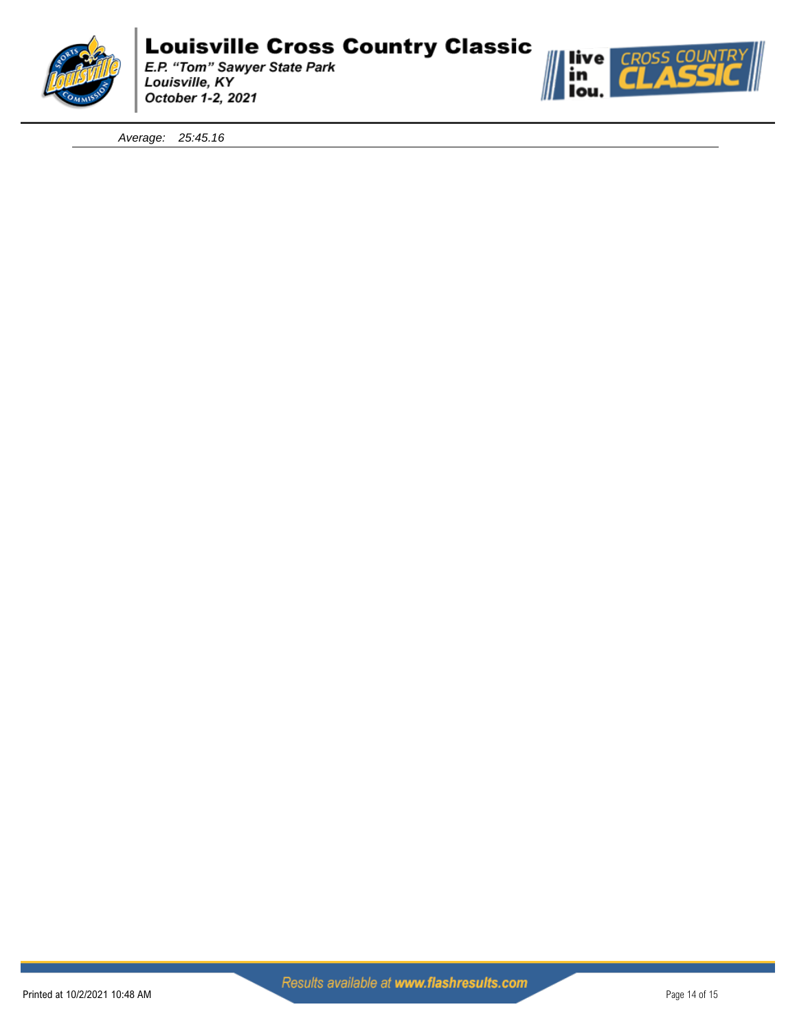*Average: 25:45.16*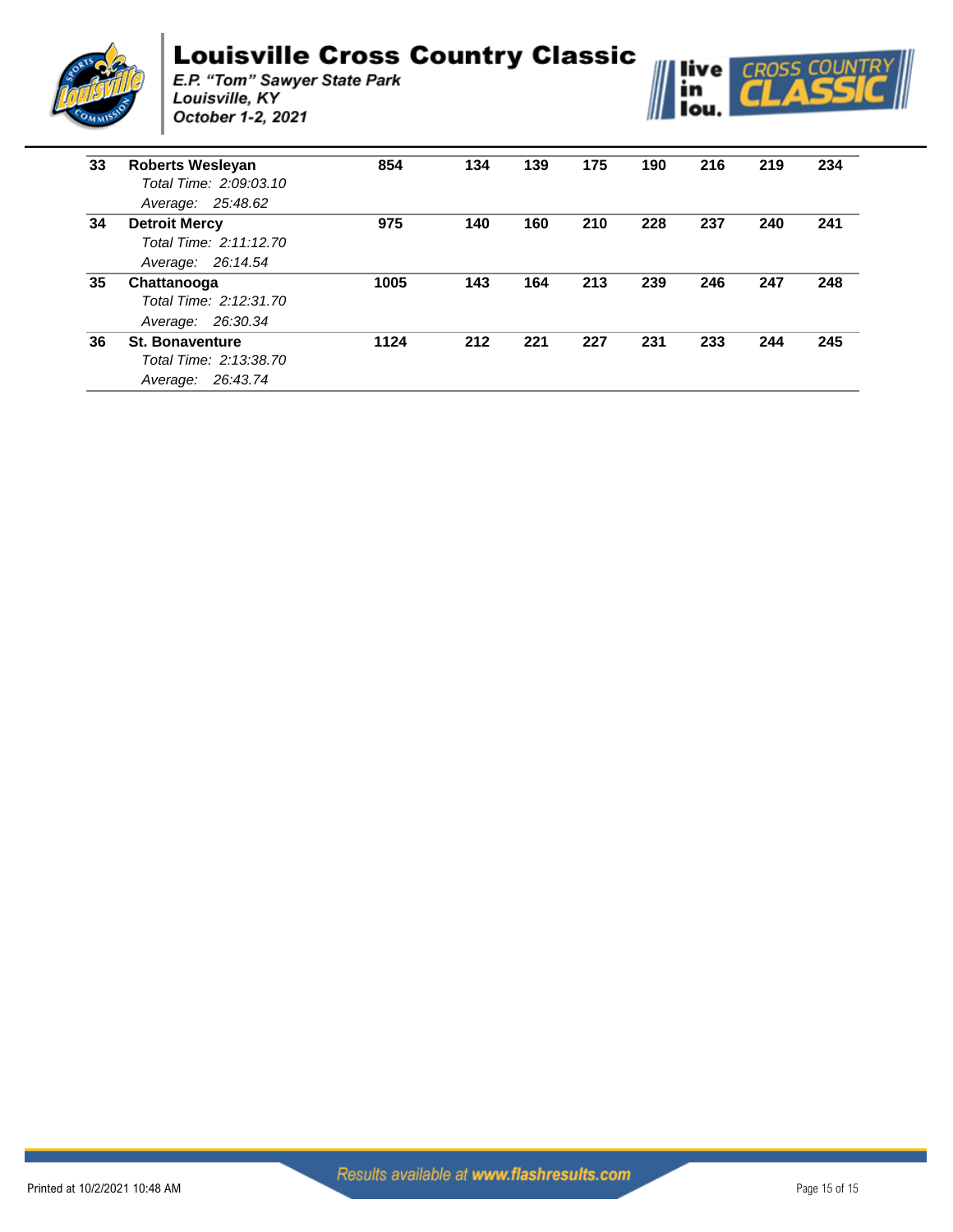| | | | | | | | | | |
|---|---|---|---|---|---|---|---|---|---|
| **33** | **Roberts Wesleyan** | **854** | **134** | **139** | **175** | **190** | **216** | **219** | **234** |
| | *Total Time: 2:09:03.10* | | | | | | | | |
| | *Average: 25:48.62* | | | | | | | | |
| **34** | **Detroit Mercy** | **975** | **140** | **160** | **210** | **228** | **237** | **240** | **241** |
| | *Total Time: 2:11:12.70* | | | | | | | | |
| | *Average: 26:14.54* | | | | | | | | |
| **35** | **Chattanooga** | **1005** | **143** | **164** | **213** | **239** | **246** | **247** | **248** |
| | *Total Time: 2:12:31.70* | | | | | | | | |
| | *Average: 26:30.34* | | | | | | | | |
| **36** | **St. Bonaventure** | **1124** | **212** | **221** | **227** | **231** | **233** | **244** | **245** |
| | *Total Time: 2:13:38.70* | | | | | | | | |
| | *Average: 26:43.74* | | | | | | | | |